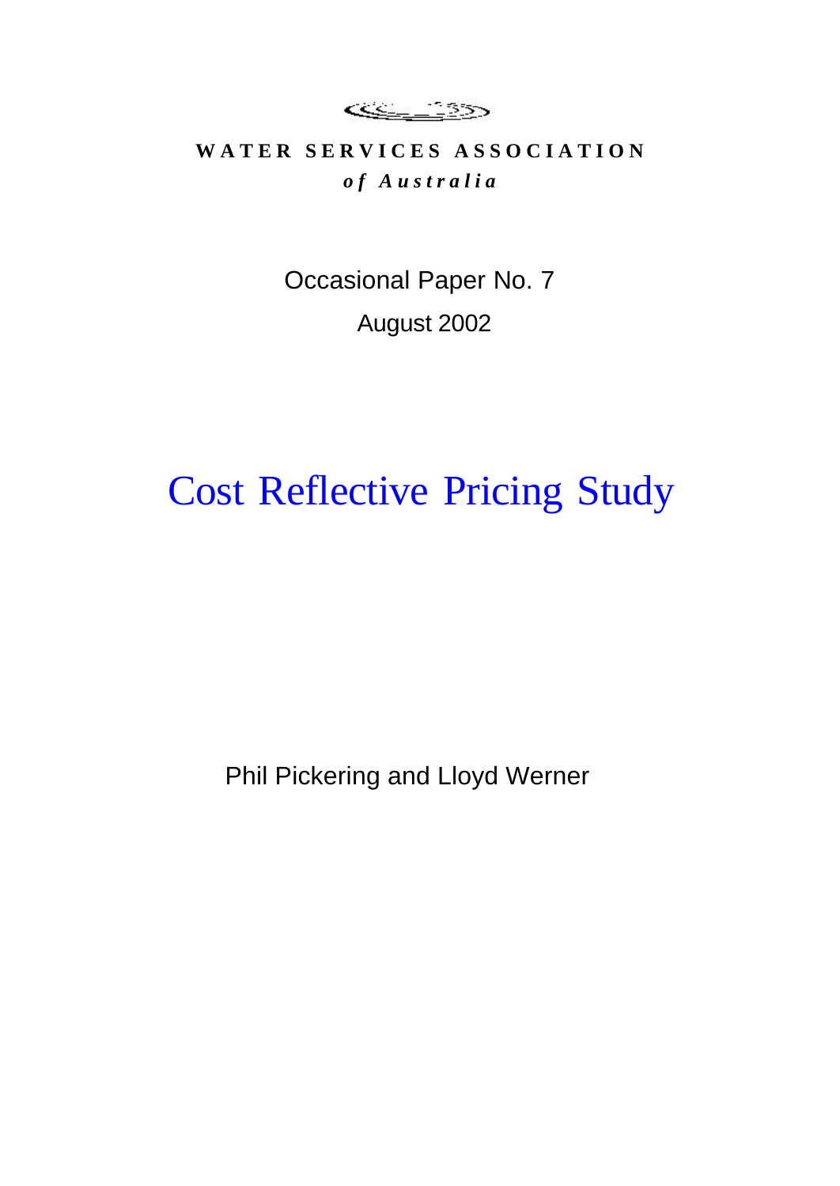**WATER SERVICES ASSOCIATION**

***of Australia***

Occasional Paper No. 7

August 2002

# Cost Reflective Pricing Study

Phil Pickering and Lloyd Werner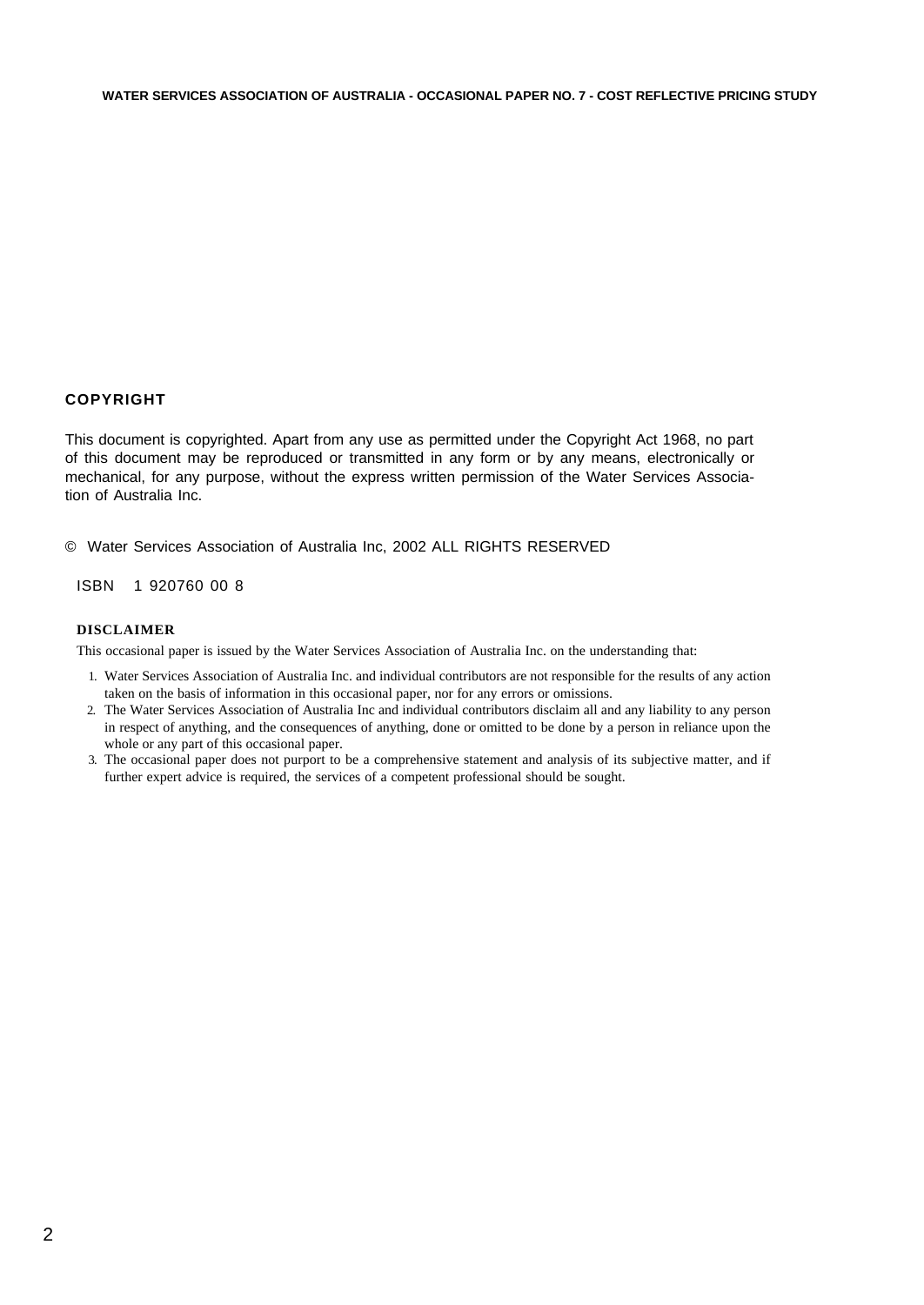## COPYRIGHT

This document is copyrighted. Apart from any use as permitted under the Copyright Act 1968, no part of this document may be reproduced or transmitted in any form or by any means, electronically or mechanical, for any purpose, without the express written permission of the Water Services Association of Australia Inc.

© Water Services Association of Australia Inc, 2002 ALL RIGHTS RESERVED

ISBN 1 920760 00 8

### DISCLAIMER

This occasional paper is issued by the Water Services Association of Australia Inc. on the understanding that:

1. Water Services Association of Australia Inc. and individual contributors are not responsible for the results of any action taken on the basis of information in this occasional paper, nor for any errors or omissions.
2. The Water Services Association of Australia Inc and individual contributors disclaim all and any liability to any person in respect of anything, and the consequences of anything, done or omitted to be done by a person in reliance upon the whole or any part of this occasional paper.
3. The occasional paper does not purport to be a comprehensive statement and analysis of its subjective matter, and if further expert advice is required, the services of a competent professional should be sought.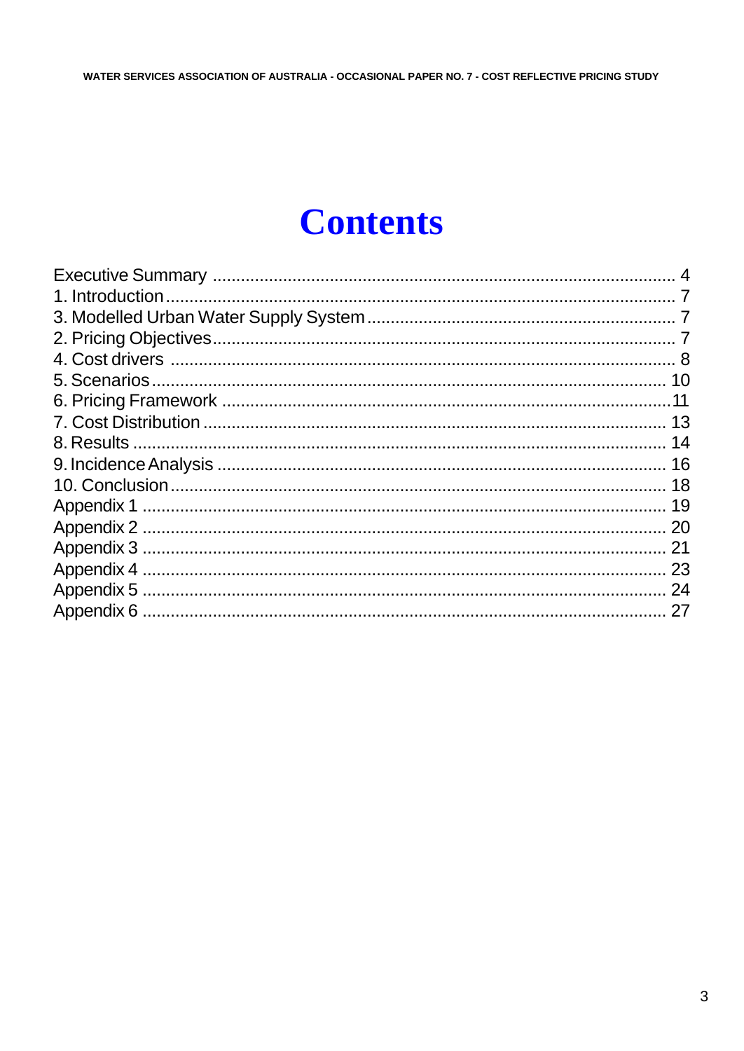# Contents

Executive Summary ........................................................................................... 4
1. Introduction ................................................................................................... 7
3. Modelled Urban Water Supply System ........................................................ 7
2. Pricing Objectives ......................................................................................... 7
4. Cost drivers .................................................................................................. 8
5. Scenarios ...................................................................................................... 10
6. Pricing Framework ....................................................................................... 11
7. Cost Distribution ........................................................................................... 13
8. Results .......................................................................................................... 14
9. Incidence Analysis ........................................................................................ 16
10. Conclusion ................................................................................................... 18
Appendix 1 ......................................................................................................... 19
Appendix 2 ......................................................................................................... 20
Appendix 3 ......................................................................................................... 21
Appendix 4 ......................................................................................................... 23
Appendix 5 ......................................................................................................... 24
Appendix 6 ......................................................................................................... 27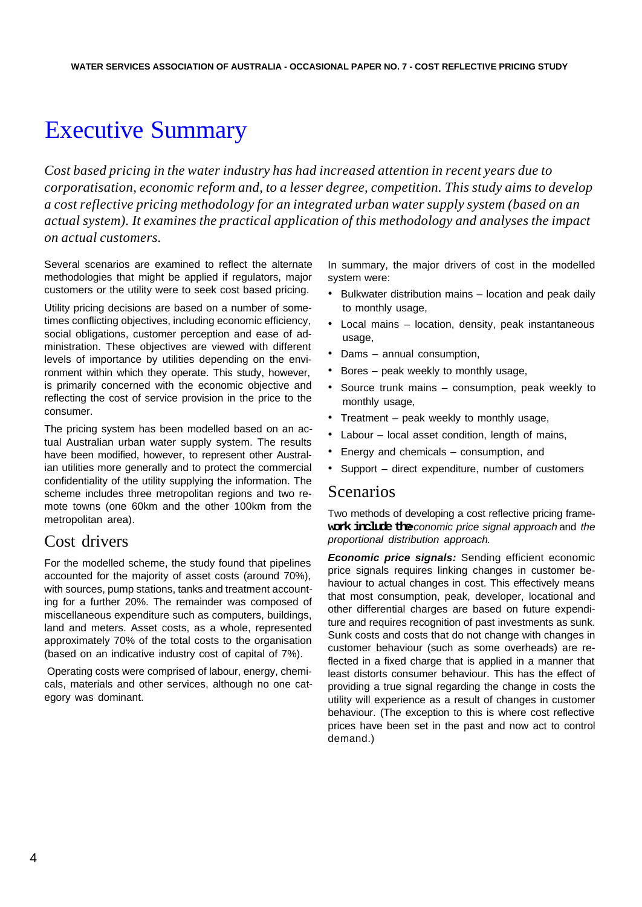# Executive Summary

*Cost based pricing in the water industry has had increased attention in recent years due to corporatisation, economic reform and, to a lesser degree, competition. This study aims to develop a cost reflective pricing methodology for an integrated urban water supply system (based on an actual system). It examines the practical application of this methodology and analyses the impact on actual customers.*

Several scenarios are examined to reflect the alternate methodologies that might be applied if regulators, major customers or the utility were to seek cost based pricing.

Utility pricing decisions are based on a number of sometimes conflicting objectives, including economic efficiency, social obligations, customer perception and ease of administration. These objectives are viewed with different levels of importance by utilities depending on the environment within which they operate. This study, however, is primarily concerned with the economic objective and reflecting the cost of service provision in the price to the consumer.

The pricing system has been modelled based on an actual Australian urban water supply system. The results have been modified, however, to represent other Australian utilities more generally and to protect the commercial confidentiality of the utility supplying the information. The scheme includes three metropolitan regions and two remote towns (one 60km and the other 100km from the metropolitan area).

## Cost drivers

For the modelled scheme, the study found that pipelines accounted for the majority of asset costs (around 70%), with sources, pump stations, tanks and treatment accounting for a further 20%. The remainder was composed of miscellaneous expenditure such as computers, buildings, land and meters. Asset costs, as a whole, represented approximately 70% of the total costs to the organisation (based on an indicative industry cost of capital of 7%).

Operating costs were comprised of labour, energy, chemicals, materials and other services, although no one category was dominant.

In summary, the major drivers of cost in the modelled system were:

- Bulkwater distribution mains – location and peak daily to monthly usage,
- Local mains – location, density, peak instantaneous usage,
- Dams – annual consumption,
- Bores – peak weekly to monthly usage,
- Source trunk mains – consumption, peak weekly to monthly usage,
- Treatment – peak weekly to monthly usage,
- Labour – local asset condition, length of mains,
- Energy and chemicals – consumption, and
- Support – direct expenditure, number of customers

## Scenarios

Two methods of developing a cost reflective pricing framework include the *economic price signal approach* and *the proportional distribution approach*.

***Economic price signals:*** Sending efficient economic price signals requires linking changes in customer behaviour to actual changes in cost. This effectively means that most consumption, peak, developer, locational and other differential charges are based on future expenditure and requires recognition of past investments as sunk. Sunk costs and costs that do not change with changes in customer behaviour (such as some overheads) are reflected in a fixed charge that is applied in a manner that least distorts consumer behaviour. This has the effect of providing a true signal regarding the change in costs the utility will experience as a result of changes in customer behaviour. (The exception to this is where cost reflective prices have been set in the past and now act to control demand.)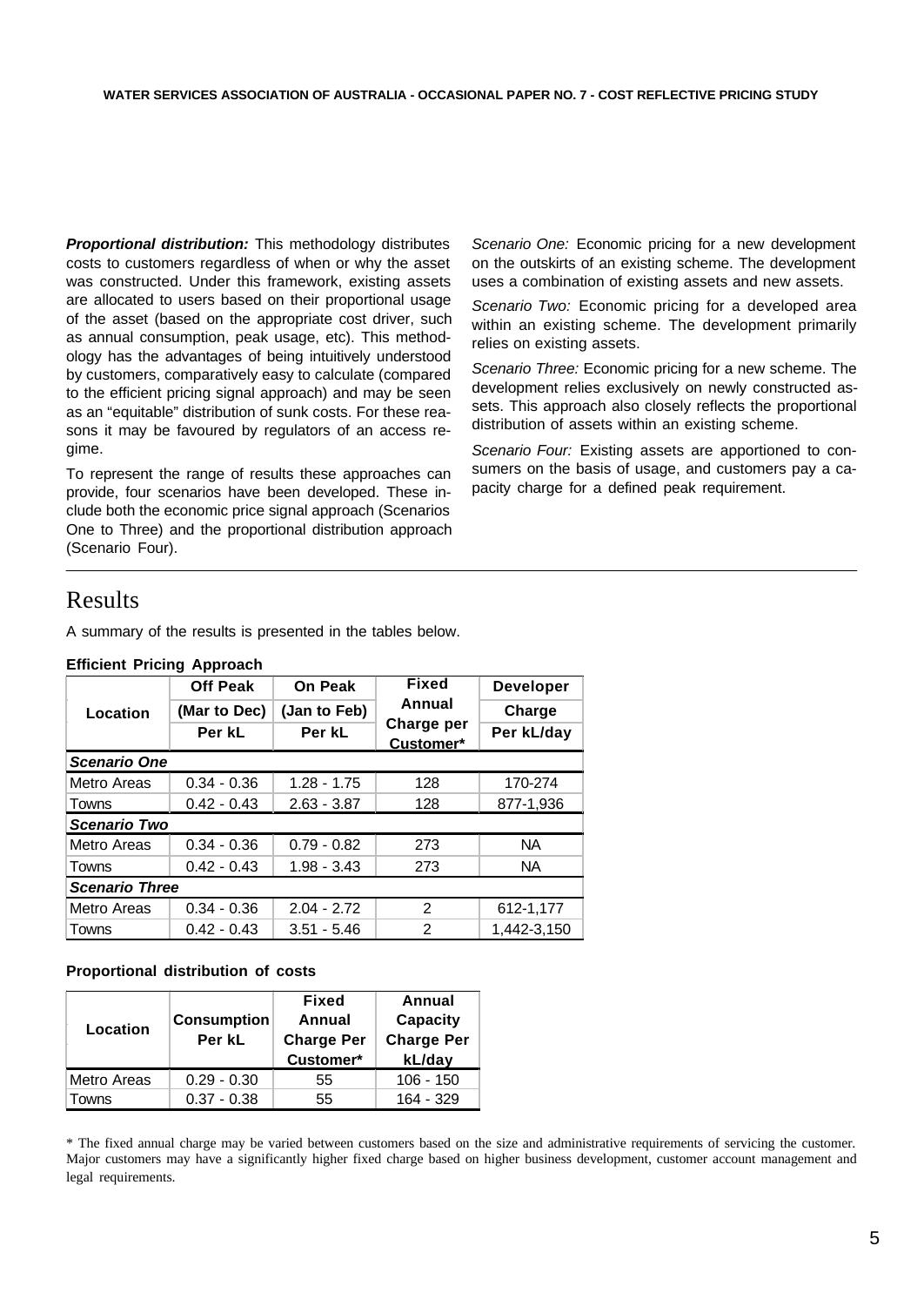***Proportional distribution:*** This methodology distributes costs to customers regardless of when or why the asset was constructed. Under this framework, existing assets are allocated to users based on their proportional usage of the asset (based on the appropriate cost driver, such as annual consumption, peak usage, etc). This methodology has the advantages of being intuitively understood by customers, comparatively easy to calculate (compared to the efficient pricing signal approach) and may be seen as an "equitable" distribution of sunk costs. For these reasons it may be favoured by regulators of an access regime.

To represent the range of results these approaches can provide, four scenarios have been developed. These include both the economic price signal approach (Scenarios One to Three) and the proportional distribution approach (Scenario Four).

*Scenario One:* Economic pricing for a new development on the outskirts of an existing scheme. The development uses a combination of existing assets and new assets.

*Scenario Two:* Economic pricing for a developed area within an existing scheme. The development primarily relies on existing assets.

*Scenario Three:* Economic pricing for a new scheme. The development relies exclusively on newly constructed assets. This approach also closely reflects the proportional distribution of assets within an existing scheme.

*Scenario Four:* Existing assets are apportioned to consumers on the basis of usage, and customers pay a capacity charge for a defined peak requirement.

# Results

A summary of the results is presented in the tables below.

**Efficient Pricing Approach**

| Location | Off Peak (Mar to Dec) Per kL | On Peak (Jan to Feb) Per kL | Fixed Annual Charge per Customer* | Developer Charge Per kL/day |
|---|---|---|---|---|
| ***Scenario One*** | | | | |
| Metro Areas | 0.34 - 0.36 | 1.28 - 1.75 | 128 | 170-274 |
| Towns | 0.42 - 0.43 | 2.63 - 3.87 | 128 | 877-1,936 |
| ***Scenario Two*** | | | | |
| Metro Areas | 0.34 - 0.36 | 0.79 - 0.82 | 273 | NA |
| Towns | 0.42 - 0.43 | 1.98 - 3.43 | 273 | NA |
| ***Scenario Three*** | | | | |
| Metro Areas | 0.34 - 0.36 | 2.04 - 2.72 | 2 | 612-1,177 |
| Towns | 0.42 - 0.43 | 3.51 - 5.46 | 2 | 1,442-3,150 |

**Proportional distribution of costs**

| Location | Consumption Per kL | Fixed Annual Charge Per Customer* | Annual Capacity Charge Per kL/day |
|---|---|---|---|
| Metro Areas | 0.29 - 0.30 | 55 | 106 - 150 |
| Towns | 0.37 - 0.38 | 55 | 164 - 329 |

\* The fixed annual charge may be varied between customers based on the size and administrative requirements of servicing the customer. Major customers may have a significantly higher fixed charge based on higher business development, customer account management and legal requirements.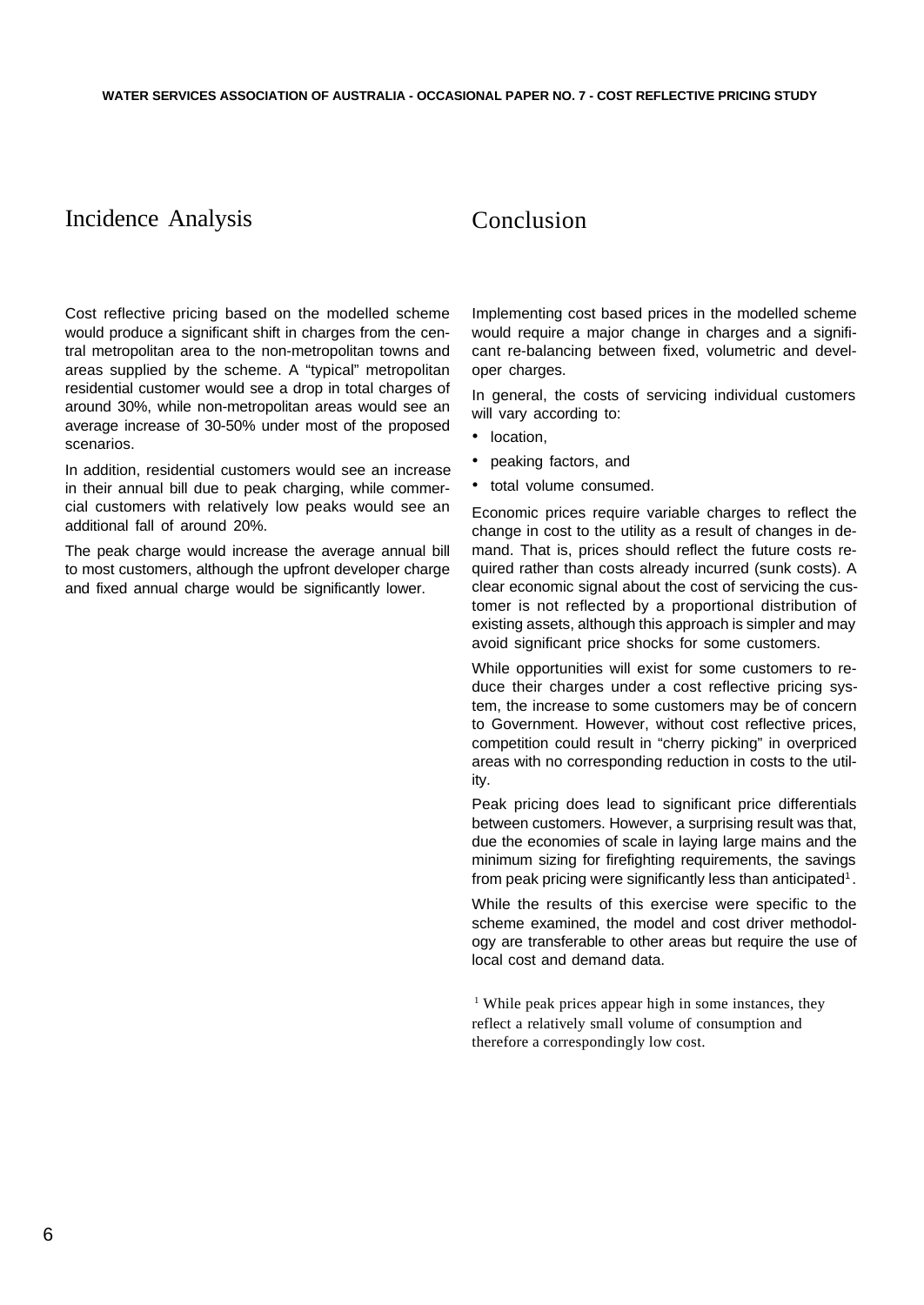## Incidence Analysis

Cost reflective pricing based on the modelled scheme would produce a significant shift in charges from the central metropolitan area to the non-metropolitan towns and areas supplied by the scheme. A "typical" metropolitan residential customer would see a drop in total charges of around 30%, while non-metropolitan areas would see an average increase of 30-50% under most of the proposed scenarios.

In addition, residential customers would see an increase in their annual bill due to peak charging, while commercial customers with relatively low peaks would see an additional fall of around 20%.

The peak charge would increase the average annual bill to most customers, although the upfront developer charge and fixed annual charge would be significantly lower.

## Conclusion

Implementing cost based prices in the modelled scheme would require a major change in charges and a significant re-balancing between fixed, volumetric and developer charges.

In general, the costs of servicing individual customers will vary according to:

- location,
- peaking factors, and
- total volume consumed.

Economic prices require variable charges to reflect the change in cost to the utility as a result of changes in demand. That is, prices should reflect the future costs required rather than costs already incurred (sunk costs). A clear economic signal about the cost of servicing the customer is not reflected by a proportional distribution of existing assets, although this approach is simpler and may avoid significant price shocks for some customers.

While opportunities will exist for some customers to reduce their charges under a cost reflective pricing system, the increase to some customers may be of concern to Government. However, without cost reflective prices, competition could result in "cherry picking" in overpriced areas with no corresponding reduction in costs to the utility.

Peak pricing does lead to significant price differentials between customers. However, a surprising result was that, due the economies of scale in laying large mains and the minimum sizing for firefighting requirements, the savings from peak pricing were significantly less than anticipated[1].

While the results of this exercise were specific to the scheme examined, the model and cost driver methodology are transferable to other areas but require the use of local cost and demand data.

[1] While peak prices appear high in some instances, they reflect a relatively small volume of consumption and therefore a correspondingly low cost.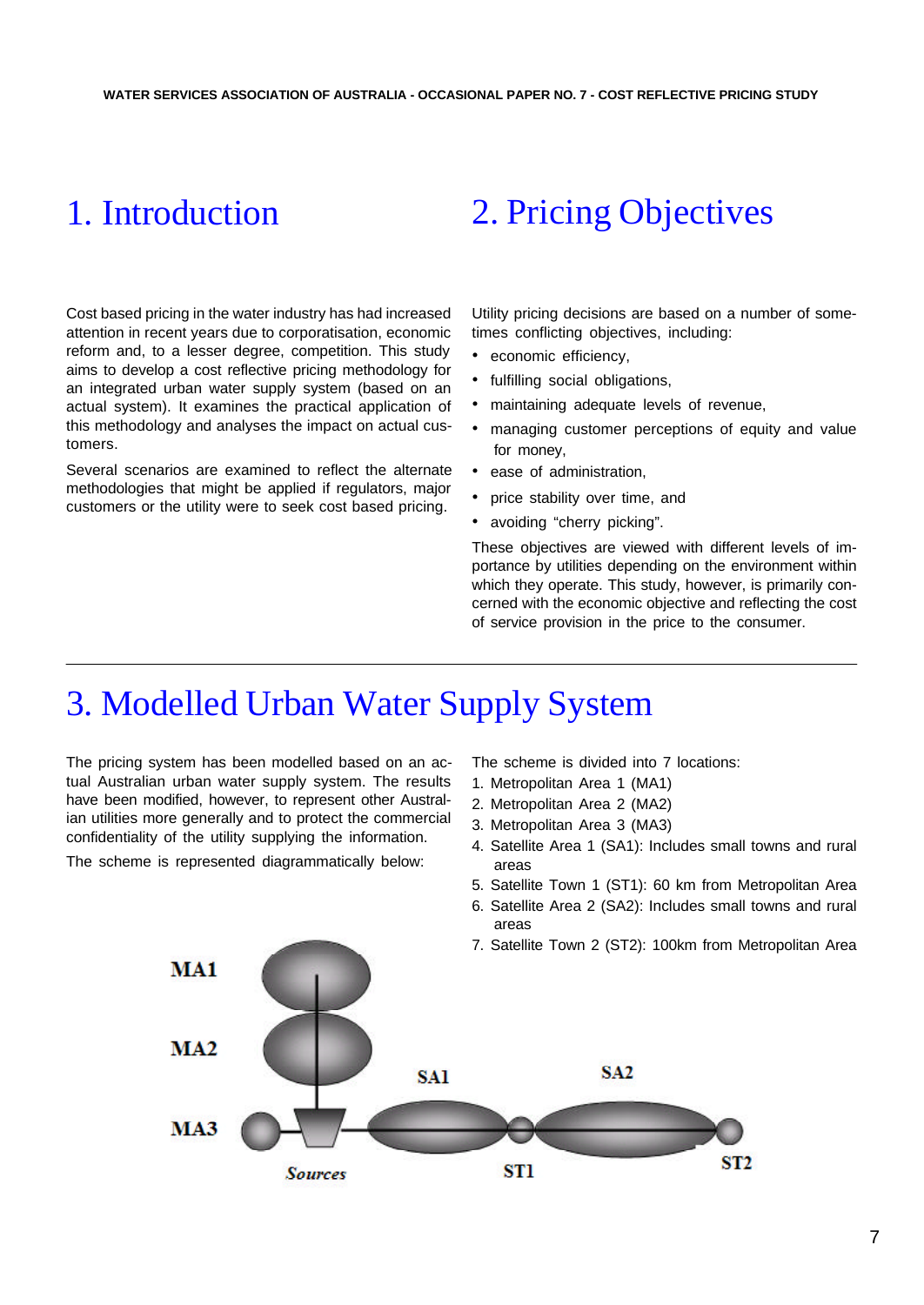# 1. Introduction

Cost based pricing in the water industry has had increased attention in recent years due to corporatisation, economic reform and, to a lesser degree, competition. This study aims to develop a cost reflective pricing methodology for an integrated urban water supply system (based on an actual system). It examines the practical application of this methodology and analyses the impact on actual customers.

Several scenarios are examined to reflect the alternate methodologies that might be applied if regulators, major customers or the utility were to seek cost based pricing.

# 2. Pricing Objectives

Utility pricing decisions are based on a number of sometimes conflicting objectives, including:

- economic efficiency,
- fulfilling social obligations,
- maintaining adequate levels of revenue,
- managing customer perceptions of equity and value for money,
- ease of administration,
- price stability over time, and
- avoiding "cherry picking".

These objectives are viewed with different levels of importance by utilities depending on the environment within which they operate. This study, however, is primarily concerned with the economic objective and reflecting the cost of service provision in the price to the consumer.

# 3. Modelled Urban Water Supply System

The pricing system has been modelled based on an actual Australian urban water supply system. The results have been modified, however, to represent other Australian utilities more generally and to protect the commercial confidentiality of the utility supplying the information.

The scheme is represented diagrammatically below:

The scheme is divided into 7 locations:

1. Metropolitan Area 1 (MA1)
2. Metropolitan Area 2 (MA2)
3. Metropolitan Area 3 (MA3)
4. Satellite Area 1 (SA1): Includes small towns and rural areas
5. Satellite Town 1 (ST1): 60 km from Metropolitan Area
6. Satellite Area 2 (SA2): Includes small towns and rural areas
7. Satellite Town 2 (ST2): 100km from Metropolitan Area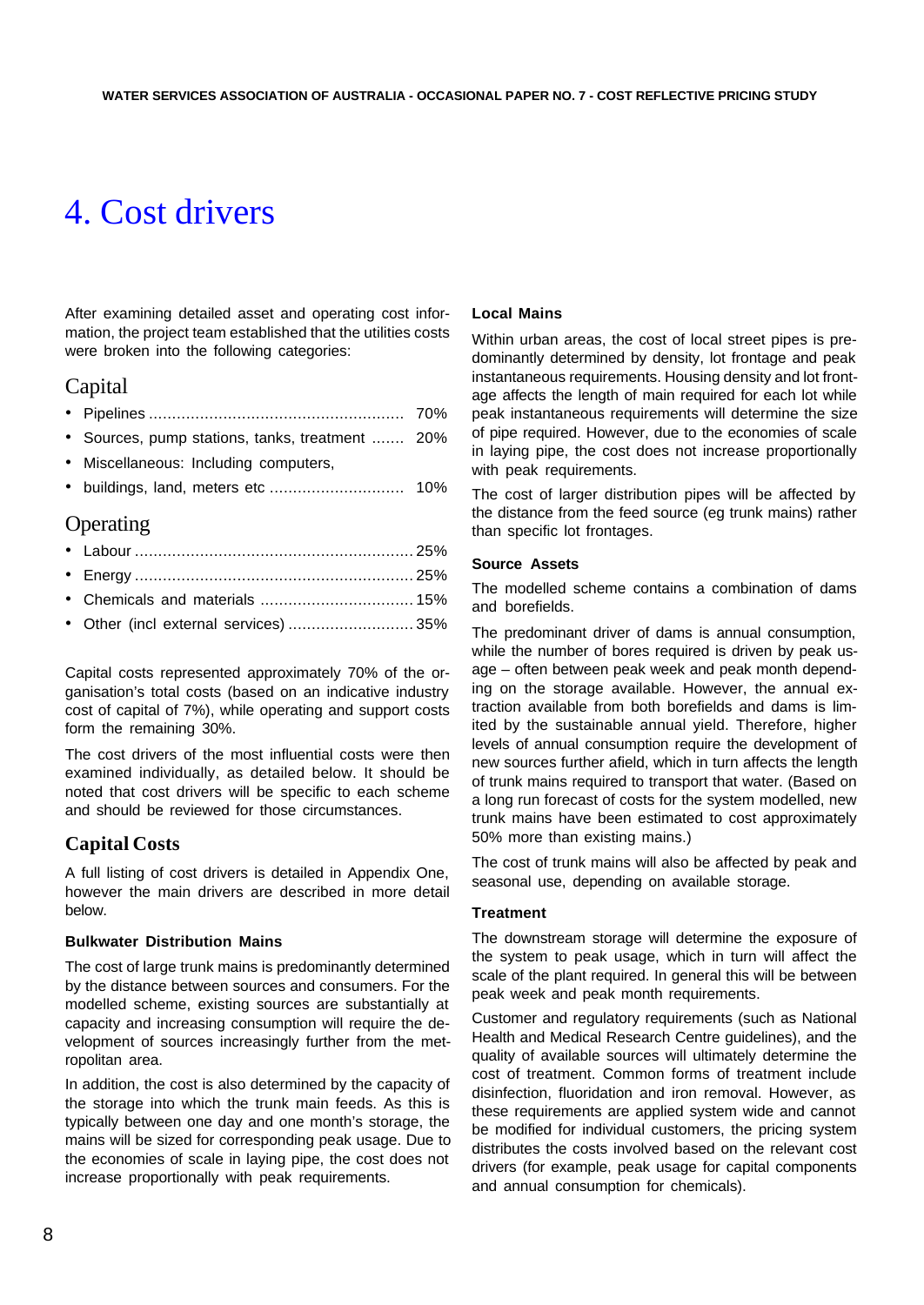# 4. Cost drivers

After examining detailed asset and operating cost information, the project team established that the utilities costs were broken into the following categories:

## Capital

- Pipelines ...................................................... 70%
- Sources, pump stations, tanks, treatment ....... 20%
- Miscellaneous: Including computers,
- buildings, land, meters etc ............................ 10%

## Operating

- Labour ........................................................... 25%
- Energy ........................................................... 25%
- Chemicals and materials ................................ 15%
- Other (incl external services) .......................... 35%

Capital costs represented approximately 70% of the organisation's total costs (based on an indicative industry cost of capital of 7%), while operating and support costs form the remaining 30%.

The cost drivers of the most influential costs were then examined individually, as detailed below. It should be noted that cost drivers will be specific to each scheme and should be reviewed for those circumstances.

## Capital Costs

A full listing of cost drivers is detailed in Appendix One, however the main drivers are described in more detail below.

### Bulkwater Distribution Mains

The cost of large trunk mains is predominantly determined by the distance between sources and consumers. For the modelled scheme, existing sources are substantially at capacity and increasing consumption will require the development of sources increasingly further from the metropolitan area.

In addition, the cost is also determined by the capacity of the storage into which the trunk main feeds. As this is typically between one day and one month's storage, the mains will be sized for corresponding peak usage. Due to the economies of scale in laying pipe, the cost does not increase proportionally with peak requirements.

### Local Mains

Within urban areas, the cost of local street pipes is predominantly determined by density, lot frontage and peak instantaneous requirements. Housing density and lot frontage affects the length of main required for each lot while peak instantaneous requirements will determine the size of pipe required. However, due to the economies of scale in laying pipe, the cost does not increase proportionally with peak requirements.

The cost of larger distribution pipes will be affected by the distance from the feed source (eg trunk mains) rather than specific lot frontages.

### Source Assets

The modelled scheme contains a combination of dams and borefields.

The predominant driver of dams is annual consumption, while the number of bores required is driven by peak usage – often between peak week and peak month depending on the storage available. However, the annual extraction available from both borefields and dams is limited by the sustainable annual yield. Therefore, higher levels of annual consumption require the development of new sources further afield, which in turn affects the length of trunk mains required to transport that water. (Based on a long run forecast of costs for the system modelled, new trunk mains have been estimated to cost approximately 50% more than existing mains.)

The cost of trunk mains will also be affected by peak and seasonal use, depending on available storage.

### Treatment

The downstream storage will determine the exposure of the system to peak usage, which in turn will affect the scale of the plant required. In general this will be between peak week and peak month requirements.

Customer and regulatory requirements (such as National Health and Medical Research Centre guidelines), and the quality of available sources will ultimately determine the cost of treatment. Common forms of treatment include disinfection, fluoridation and iron removal. However, as these requirements are applied system wide and cannot be modified for individual customers, the pricing system distributes the costs involved based on the relevant cost drivers (for example, peak usage for capital components and annual consumption for chemicals).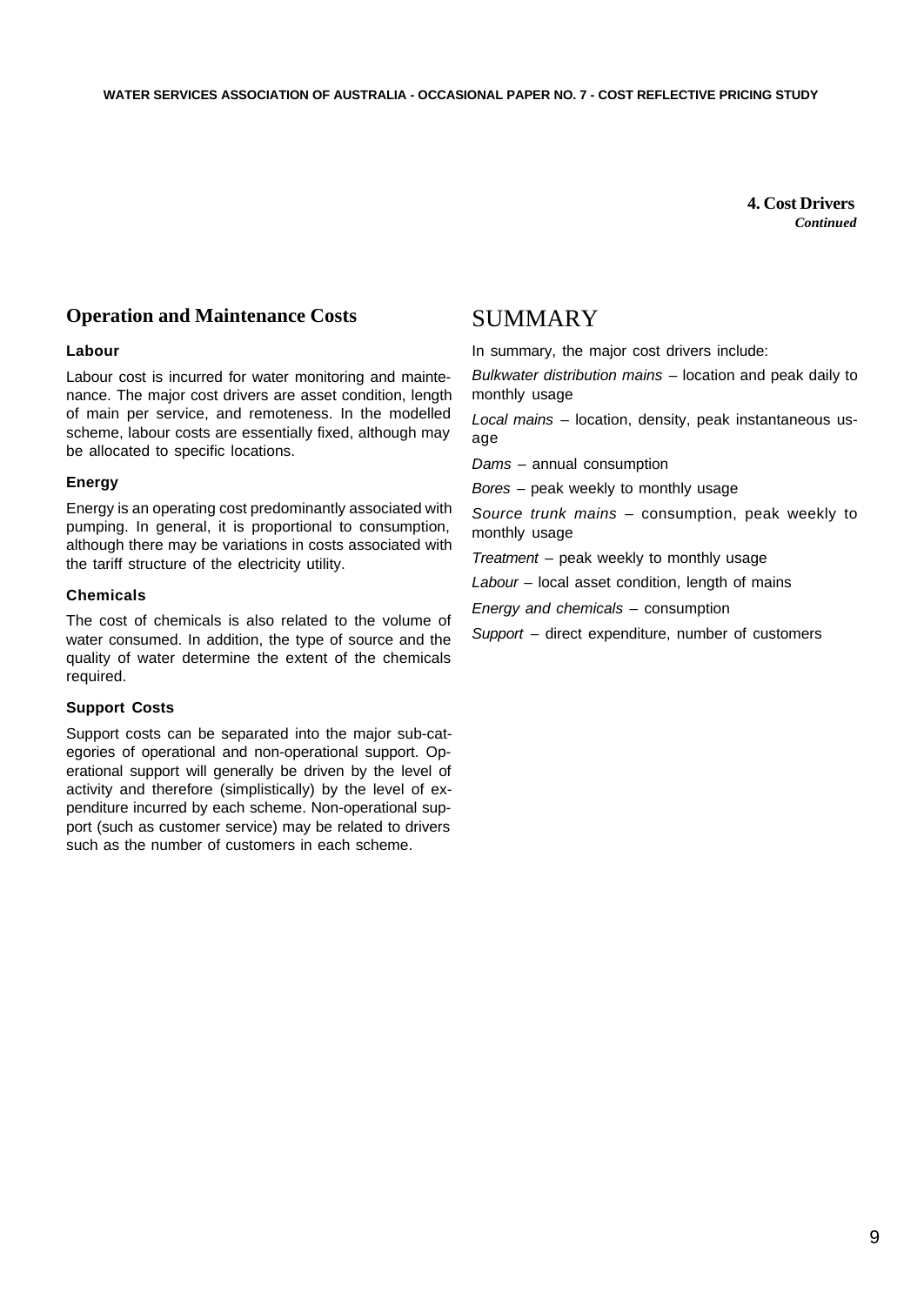## 4. Cost Drivers

*Continued*

### Operation and Maintenance Costs

#### Labour

Labour cost is incurred for water monitoring and maintenance. The major cost drivers are asset condition, length of main per service, and remoteness. In the modelled scheme, labour costs are essentially fixed, although may be allocated to specific locations.

#### Energy

Energy is an operating cost predominantly associated with pumping. In general, it is proportional to consumption, although there may be variations in costs associated with the tariff structure of the electricity utility.

#### Chemicals

The cost of chemicals is also related to the volume of water consumed. In addition, the type of source and the quality of water determine the extent of the chemicals required.

#### Support Costs

Support costs can be separated into the major sub-categories of operational and non-operational support. Operational support will generally be driven by the level of activity and therefore (simplistically) by the level of expenditure incurred by each scheme. Non-operational support (such as customer service) may be related to drivers such as the number of customers in each scheme.

## SUMMARY

In summary, the major cost drivers include:

*Bulkwater distribution mains* – location and peak daily to monthly usage

*Local mains* – location, density, peak instantaneous usage

*Dams* – annual consumption

*Bores* – peak weekly to monthly usage

*Source trunk mains* – consumption, peak weekly to monthly usage

*Treatment* – peak weekly to monthly usage

*Labour* – local asset condition, length of mains

*Energy and chemicals* – consumption

*Support* – direct expenditure, number of customers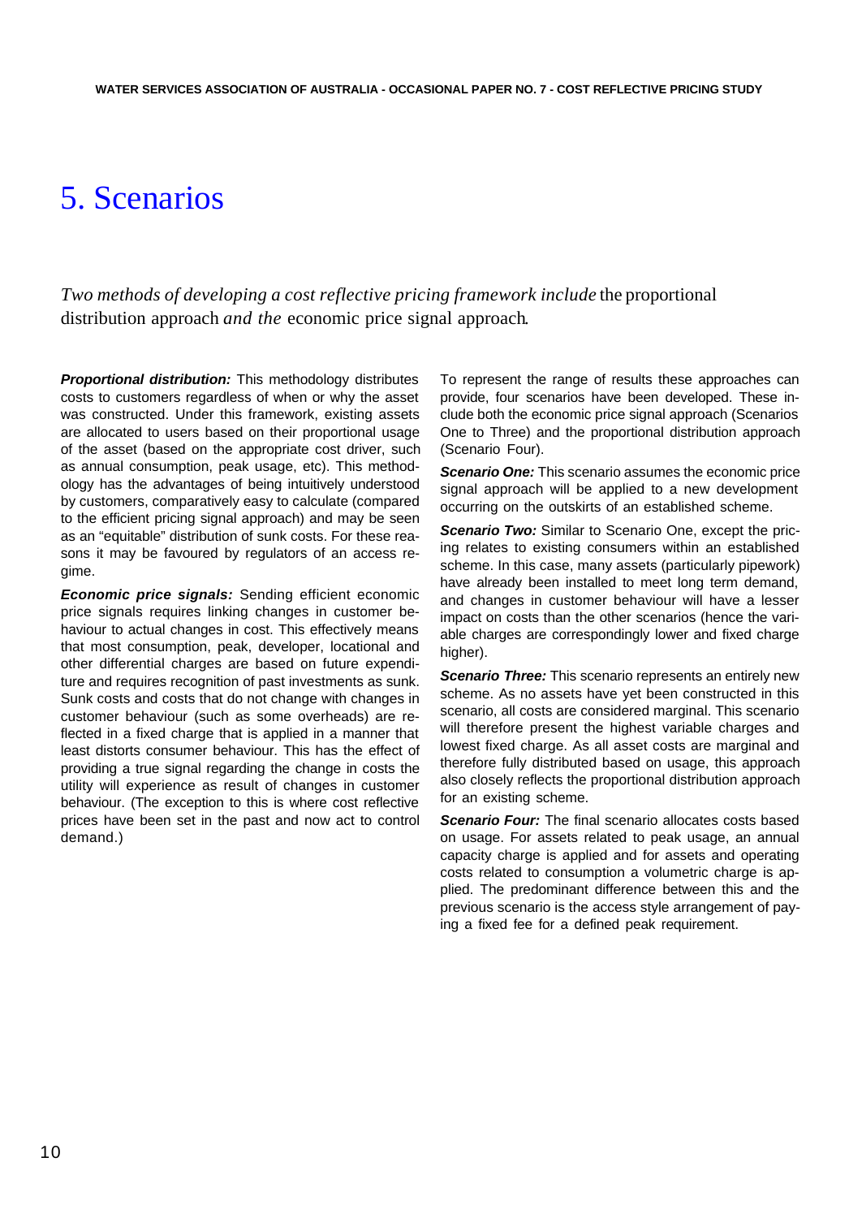# 5. Scenarios

*Two methods of developing a cost reflective pricing framework include* the proportional distribution approach *and the* economic price signal approach.

***Proportional distribution:*** This methodology distributes costs to customers regardless of when or why the asset was constructed. Under this framework, existing assets are allocated to users based on their proportional usage of the asset (based on the appropriate cost driver, such as annual consumption, peak usage, etc). This methodology has the advantages of being intuitively understood by customers, comparatively easy to calculate (compared to the efficient pricing signal approach) and may be seen as an "equitable" distribution of sunk costs. For these reasons it may be favoured by regulators of an access regime.

***Economic price signals:*** Sending efficient economic price signals requires linking changes in customer behaviour to actual changes in cost. This effectively means that most consumption, peak, developer, locational and other differential charges are based on future expenditure and requires recognition of past investments as sunk. Sunk costs and costs that do not change with changes in customer behaviour (such as some overheads) are reflected in a fixed charge that is applied in a manner that least distorts consumer behaviour. This has the effect of providing a true signal regarding the change in costs the utility will experience as result of changes in customer behaviour. (The exception to this is where cost reflective prices have been set in the past and now act to control demand.)

To represent the range of results these approaches can provide, four scenarios have been developed. These include both the economic price signal approach (Scenarios One to Three) and the proportional distribution approach (Scenario Four).

***Scenario One:*** This scenario assumes the economic price signal approach will be applied to a new development occurring on the outskirts of an established scheme.

***Scenario Two:*** Similar to Scenario One, except the pricing relates to existing consumers within an established scheme. In this case, many assets (particularly pipework) have already been installed to meet long term demand, and changes in customer behaviour will have a lesser impact on costs than the other scenarios (hence the variable charges are correspondingly lower and fixed charge higher).

***Scenario Three:*** This scenario represents an entirely new scheme. As no assets have yet been constructed in this scenario, all costs are considered marginal. This scenario will therefore present the highest variable charges and lowest fixed charge. As all asset costs are marginal and therefore fully distributed based on usage, this approach also closely reflects the proportional distribution approach for an existing scheme.

***Scenario Four:*** The final scenario allocates costs based on usage. For assets related to peak usage, an annual capacity charge is applied and for assets and operating costs related to consumption a volumetric charge is applied. The predominant difference between this and the previous scenario is the access style arrangement of paying a fixed fee for a defined peak requirement.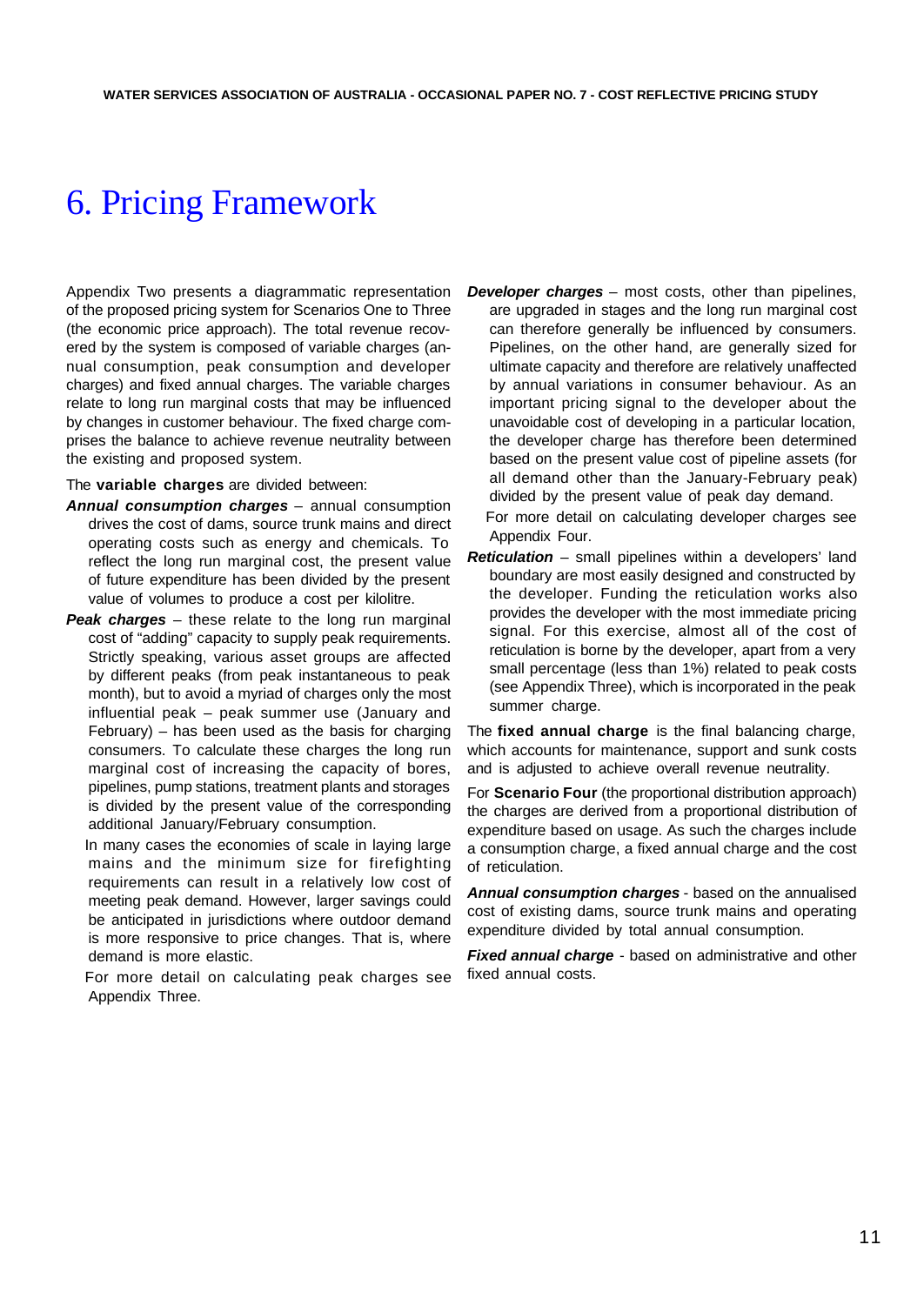# 6. Pricing Framework

Appendix Two presents a diagrammatic representation of the proposed pricing system for Scenarios One to Three (the economic price approach). The total revenue recovered by the system is composed of variable charges (annual consumption, peak consumption and developer charges) and fixed annual charges. The variable charges relate to long run marginal costs that may be influenced by changes in customer behaviour. The fixed charge comprises the balance to achieve revenue neutrality between the existing and proposed system.

The **variable charges** are divided between:

***Annual consumption charges*** – annual consumption drives the cost of dams, source trunk mains and direct operating costs such as energy and chemicals. To reflect the long run marginal cost, the present value of future expenditure has been divided by the present value of volumes to produce a cost per kilolitre.

***Peak charges*** – these relate to the long run marginal cost of "adding" capacity to supply peak requirements. Strictly speaking, various asset groups are affected by different peaks (from peak instantaneous to peak month), but to avoid a myriad of charges only the most influential peak – peak summer use (January and February) – has been used as the basis for charging consumers. To calculate these charges the long run marginal cost of increasing the capacity of bores, pipelines, pump stations, treatment plants and storages is divided by the present value of the corresponding additional January/February consumption.

In many cases the economies of scale in laying large mains and the minimum size for firefighting requirements can result in a relatively low cost of meeting peak demand. However, larger savings could be anticipated in jurisdictions where outdoor demand is more responsive to price changes. That is, where demand is more elastic.

For more detail on calculating peak charges see Appendix Three.

***Developer charges*** – most costs, other than pipelines, are upgraded in stages and the long run marginal cost can therefore generally be influenced by consumers. Pipelines, on the other hand, are generally sized for ultimate capacity and therefore are relatively unaffected by annual variations in consumer behaviour. As an important pricing signal to the developer about the unavoidable cost of developing in a particular location, the developer charge has therefore been determined based on the present value cost of pipeline assets (for all demand other than the January-February peak) divided by the present value of peak day demand.

For more detail on calculating developer charges see Appendix Four.

***Reticulation*** – small pipelines within a developers' land boundary are most easily designed and constructed by the developer. Funding the reticulation works also provides the developer with the most immediate pricing signal. For this exercise, almost all of the cost of reticulation is borne by the developer, apart from a very small percentage (less than 1%) related to peak costs (see Appendix Three), which is incorporated in the peak summer charge.

The **fixed annual charge** is the final balancing charge, which accounts for maintenance, support and sunk costs and is adjusted to achieve overall revenue neutrality.

For **Scenario Four** (the proportional distribution approach) the charges are derived from a proportional distribution of expenditure based on usage. As such the charges include a consumption charge, a fixed annual charge and the cost of reticulation.

***Annual consumption charges*** - based on the annualised cost of existing dams, source trunk mains and operating expenditure divided by total annual consumption.

***Fixed annual charge*** - based on administrative and other fixed annual costs.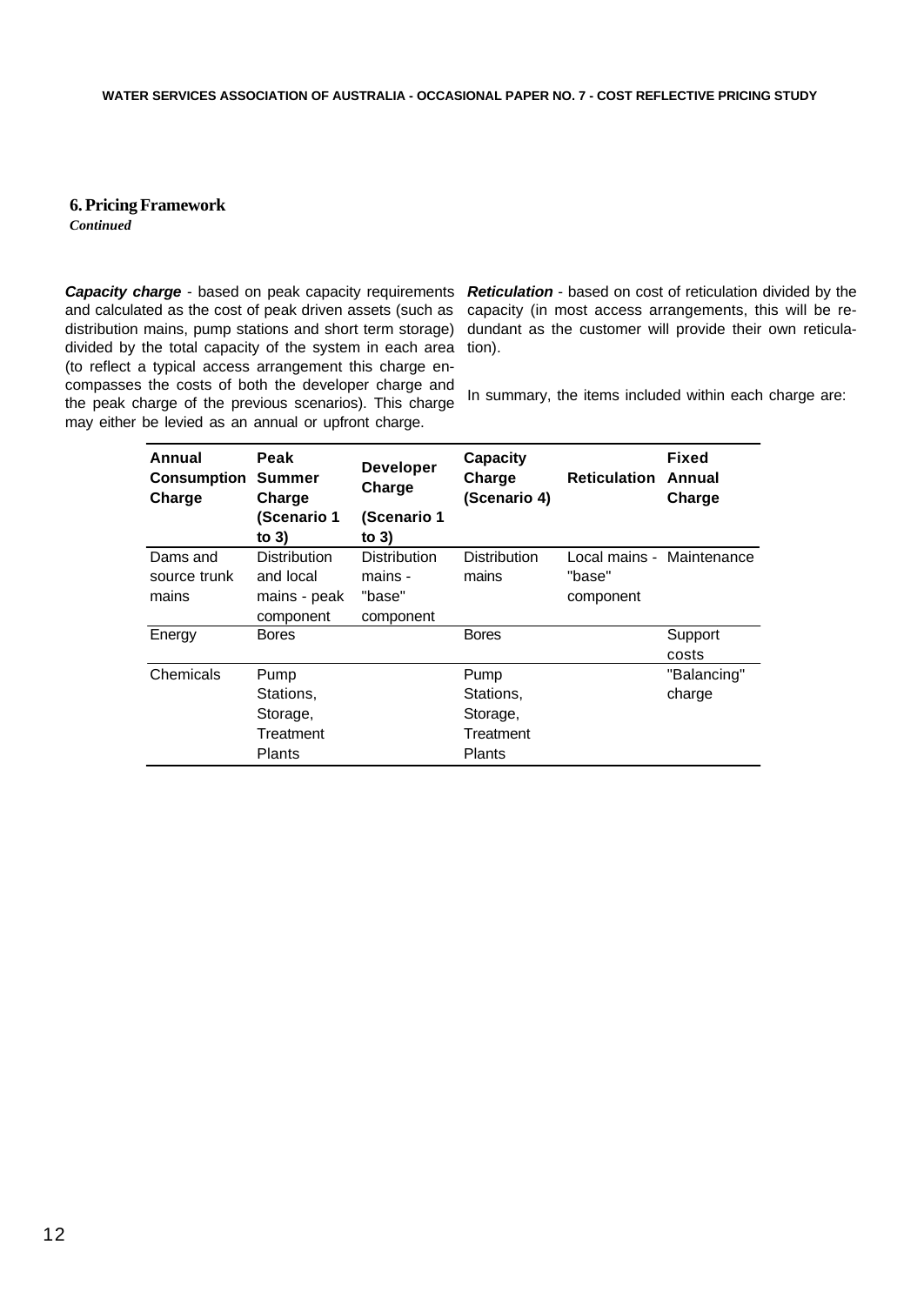## 6. Pricing Framework

*Continued*

***Capacity charge*** - based on peak capacity requirements and calculated as the cost of peak driven assets (such as distribution mains, pump stations and short term storage) divided by the total capacity of the system in each area (to reflect a typical access arrangement this charge encompasses the costs of both the developer charge and the peak charge of the previous scenarios). This charge may either be levied as an annual or upfront charge.

***Reticulation*** - based on cost of reticulation divided by the capacity (in most access arrangements, this will be redundant as the customer will provide their own reticulation).

In summary, the items included within each charge are:

| Annual Consumption Charge | Peak Summer Charge (Scenario 1 to 3) | Developer Charge (Scenario 1 to 3) | Capacity Charge (Scenario 4) | Reticulation | Fixed Annual Charge |
|---|---|---|---|---|---|
| Dams and source trunk mains | Distribution and local mains - peak component | Distribution mains - "base" component | Distribution mains | Local mains - "base" component | Maintenance |
| Energy | Bores | | Bores | | Support costs |
| Chemicals | Pump Stations, Storage, Treatment Plants | | Pump Stations, Storage, Treatment Plants | | "Balancing" charge |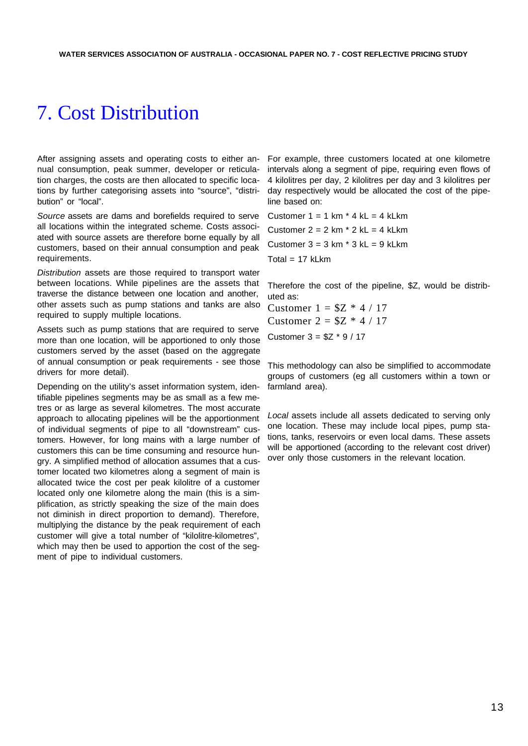# 7. Cost Distribution

After assigning assets and operating costs to either annual consumption, peak summer, developer or reticulation charges, the costs are then allocated to specific locations by further categorising assets into "source", "distribution" or "local".

*Source* assets are dams and borefields required to serve all locations within the integrated scheme. Costs associated with source assets are therefore borne equally by all customers, based on their annual consumption and peak requirements.

*Distribution* assets are those required to transport water between locations. While pipelines are the assets that traverse the distance between one location and another, other assets such as pump stations and tanks are also required to supply multiple locations.

Assets such as pump stations that are required to serve more than one location, will be apportioned to only those customers served by the asset (based on the aggregate of annual consumption or peak requirements - see those drivers for more detail).

Depending on the utility's asset information system, identifiable pipelines segments may be as small as a few metres or as large as several kilometres. The most accurate approach to allocating pipelines will be the apportionment of individual segments of pipe to all "downstream" customers. However, for long mains with a large number of customers this can be time consuming and resource hungry. A simplified method of allocation assumes that a customer located two kilometres along a segment of main is allocated twice the cost per peak kilolitre of a customer located only one kilometre along the main (this is a simplification, as strictly speaking the size of the main does not diminish in direct proportion to demand). Therefore, multiplying the distance by the peak requirement of each customer will give a total number of "kilolitre-kilometres", which may then be used to apportion the cost of the segment of pipe to individual customers.

For example, three customers located at one kilometre intervals along a segment of pipe, requiring even flows of 4 kilolitres per day, 2 kilolitres per day and 3 kilolitres per day respectively would be allocated the cost of the pipeline based on:

Customer 1 = 1 km * 4 kL = 4 kLkm

Customer 2 = 2 km * 2 kL = 4 kLkm

Customer 3 = 3 km * 3 kL = 9 kLkm

Total = 17 kLkm

Therefore the cost of the pipeline, $Z, would be distributed as:

Customer 1 = $Z * 4 / 17

Customer 2 = $Z * 4 / 17

Customer 3 = $Z * 9 / 17

This methodology can also be simplified to accommodate groups of customers (eg all customers within a town or farmland area).

*Local* assets include all assets dedicated to serving only one location. These may include local pipes, pump stations, tanks, reservoirs or even local dams. These assets will be apportioned (according to the relevant cost driver) over only those customers in the relevant location.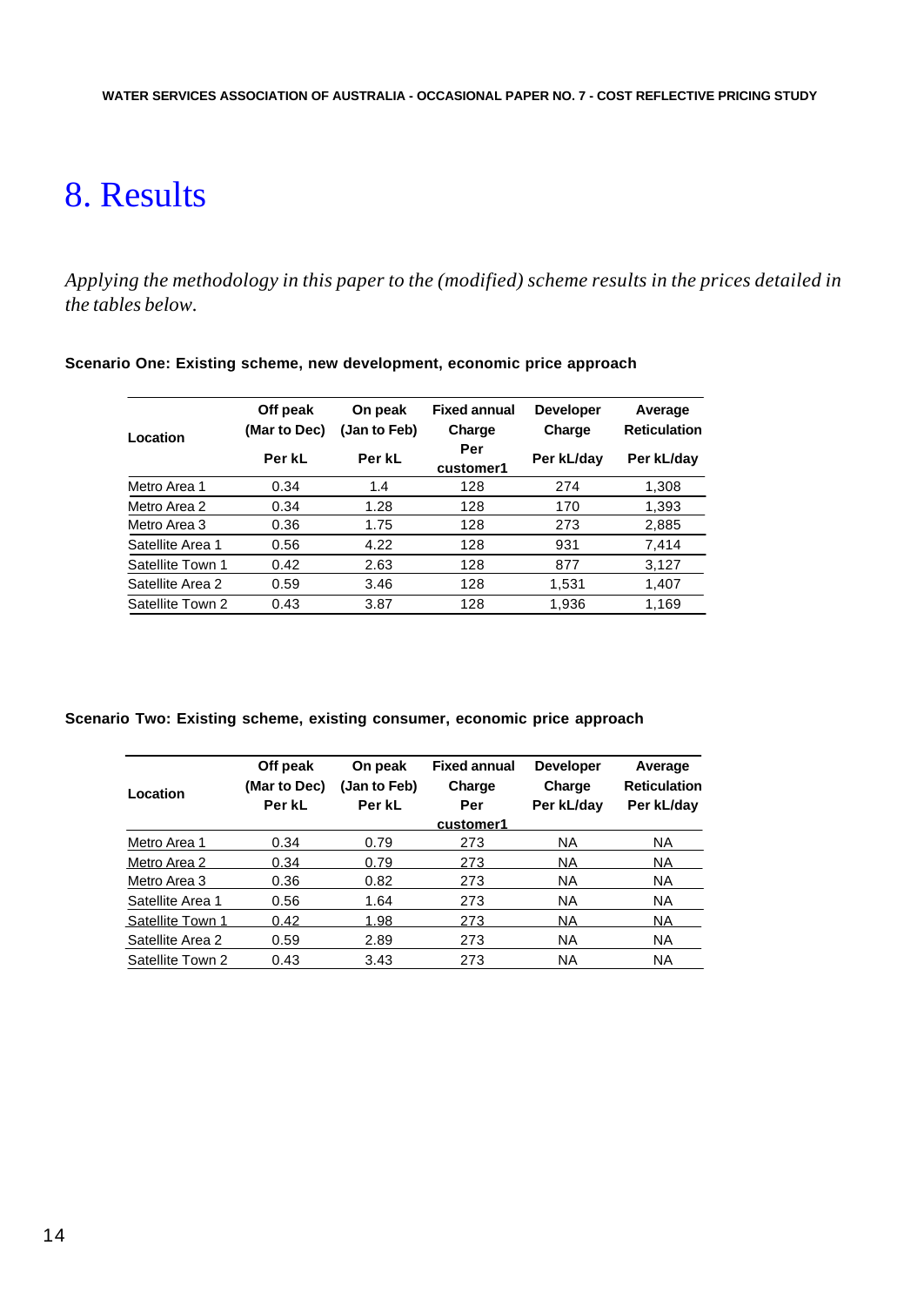# 8. Results

*Applying the methodology in this paper to the (modified) scheme results in the prices detailed in the tables below.*

**Scenario One: Existing scheme, new development, economic price approach**

| Location | Off peak (Mar to Dec) Per kL | On peak (Jan to Feb) Per kL | Fixed annual Charge Per customer1 | Developer Charge Per kL/day | Average Reticulation Per kL/day |
|---|---|---|---|---|---|
| Metro Area 1 | 0.34 | 1.4 | 128 | 274 | 1,308 |
| Metro Area 2 | 0.34 | 1.28 | 128 | 170 | 1,393 |
| Metro Area 3 | 0.36 | 1.75 | 128 | 273 | 2,885 |
| Satellite Area 1 | 0.56 | 4.22 | 128 | 931 | 7,414 |
| Satellite Town 1 | 0.42 | 2.63 | 128 | 877 | 3,127 |
| Satellite Area 2 | 0.59 | 3.46 | 128 | 1,531 | 1,407 |
| Satellite Town 2 | 0.43 | 3.87 | 128 | 1,936 | 1,169 |

**Scenario Two: Existing scheme, existing consumer, economic price approach**

| Location | Off peak (Mar to Dec) Per kL | On peak (Jan to Feb) Per kL | Fixed annual Charge Per customer1 | Developer Charge Per kL/day | Average Reticulation Per kL/day |
|---|---|---|---|---|---|
| Metro Area 1 | 0.34 | 0.79 | 273 | NA | NA |
| Metro Area 2 | 0.34 | 0.79 | 273 | NA | NA |
| Metro Area 3 | 0.36 | 0.82 | 273 | NA | NA |
| Satellite Area 1 | 0.56 | 1.64 | 273 | NA | NA |
| Satellite Town 1 | 0.42 | 1.98 | 273 | NA | NA |
| Satellite Area 2 | 0.59 | 2.89 | 273 | NA | NA |
| Satellite Town 2 | 0.43 | 3.43 | 273 | NA | NA |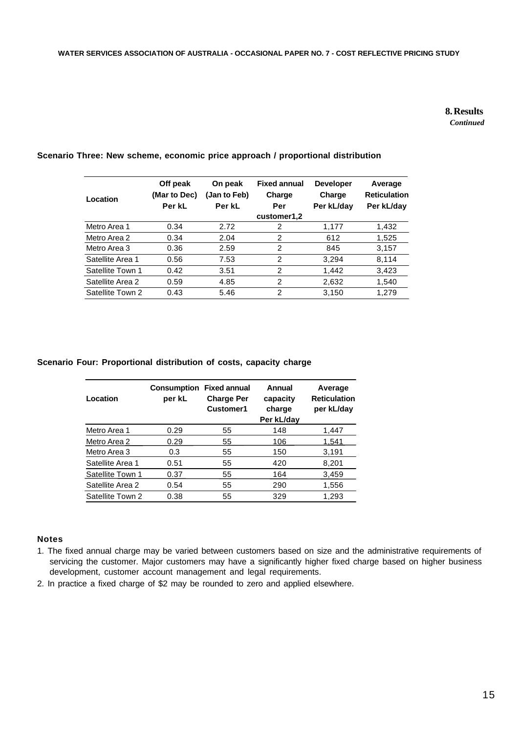**8. Results**
*Continued*

**Scenario Three: New scheme, economic price approach / proportional distribution**

| Location | Off peak (Mar to Dec) Per kL | On peak (Jan to Feb) Per kL | Fixed annual Charge Per customer1,2 | Developer Charge Per kL/day | Average Reticulation Per kL/day |
|---|---|---|---|---|---|
| Metro Area 1 | 0.34 | 2.72 | 2 | 1,177 | 1,432 |
| Metro Area 2 | 0.34 | 2.04 | 2 | 612 | 1,525 |
| Metro Area 3 | 0.36 | 2.59 | 2 | 845 | 3,157 |
| Satellite Area 1 | 0.56 | 7.53 | 2 | 3,294 | 8,114 |
| Satellite Town 1 | 0.42 | 3.51 | 2 | 1,442 | 3,423 |
| Satellite Area 2 | 0.59 | 4.85 | 2 | 2,632 | 1,540 |
| Satellite Town 2 | 0.43 | 5.46 | 2 | 3,150 | 1,279 |

**Scenario Four: Proportional distribution of costs, capacity charge**

| Location | Consumption per kL | Fixed annual Charge Per Customer1 | Annual capacity charge Per kL/day | Average Reticulation per kL/day |
|---|---|---|---|---|
| Metro Area 1 | 0.29 | 55 | 148 | 1,447 |
| Metro Area 2 | 0.29 | 55 | 106 | 1,541 |
| Metro Area 3 | 0.3 | 55 | 150 | 3,191 |
| Satellite Area 1 | 0.51 | 55 | 420 | 8,201 |
| Satellite Town 1 | 0.37 | 55 | 164 | 3,459 |
| Satellite Area 2 | 0.54 | 55 | 290 | 1,556 |
| Satellite Town 2 | 0.38 | 55 | 329 | 1,293 |

**Notes**

1. The fixed annual charge may be varied between customers based on size and the administrative requirements of servicing the customer. Major customers may have a significantly higher fixed charge based on higher business development, customer account management and legal requirements.
2. In practice a fixed charge of $2 may be rounded to zero and applied elsewhere.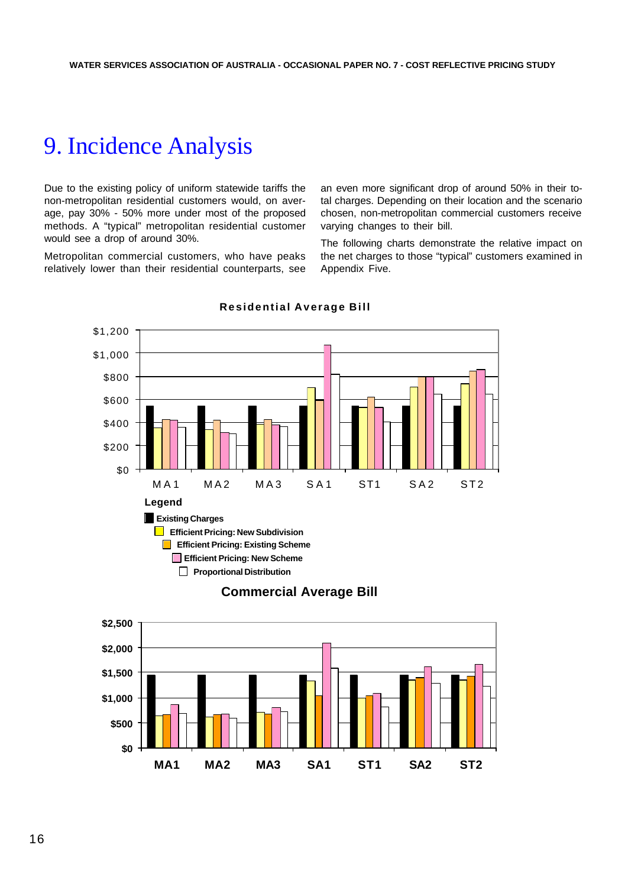# 9. Incidence Analysis

Due to the existing policy of uniform statewide tariffs the non-metropolitan residential customers would, on average, pay 30% - 50% more under most of the proposed methods. A "typical" metropolitan residential customer would see a drop of around 30%.

Metropolitan commercial customers, who have peaks relatively lower than their residential counterparts, see an even more significant drop of around 50% in their total charges. Depending on their location and the scenario chosen, non-metropolitan commercial customers receive varying changes to their bill.

The following charts demonstrate the relative impact on the net charges to those "typical" customers examined in Appendix Five.

**Residential Average Bill**

**Legend**

- Existing Charges
- Efficient Pricing: New Subdivision
- Efficient Pricing: Existing Scheme
- Efficient Pricing: New Scheme
- Proportional Distribution

**Commercial Average Bill**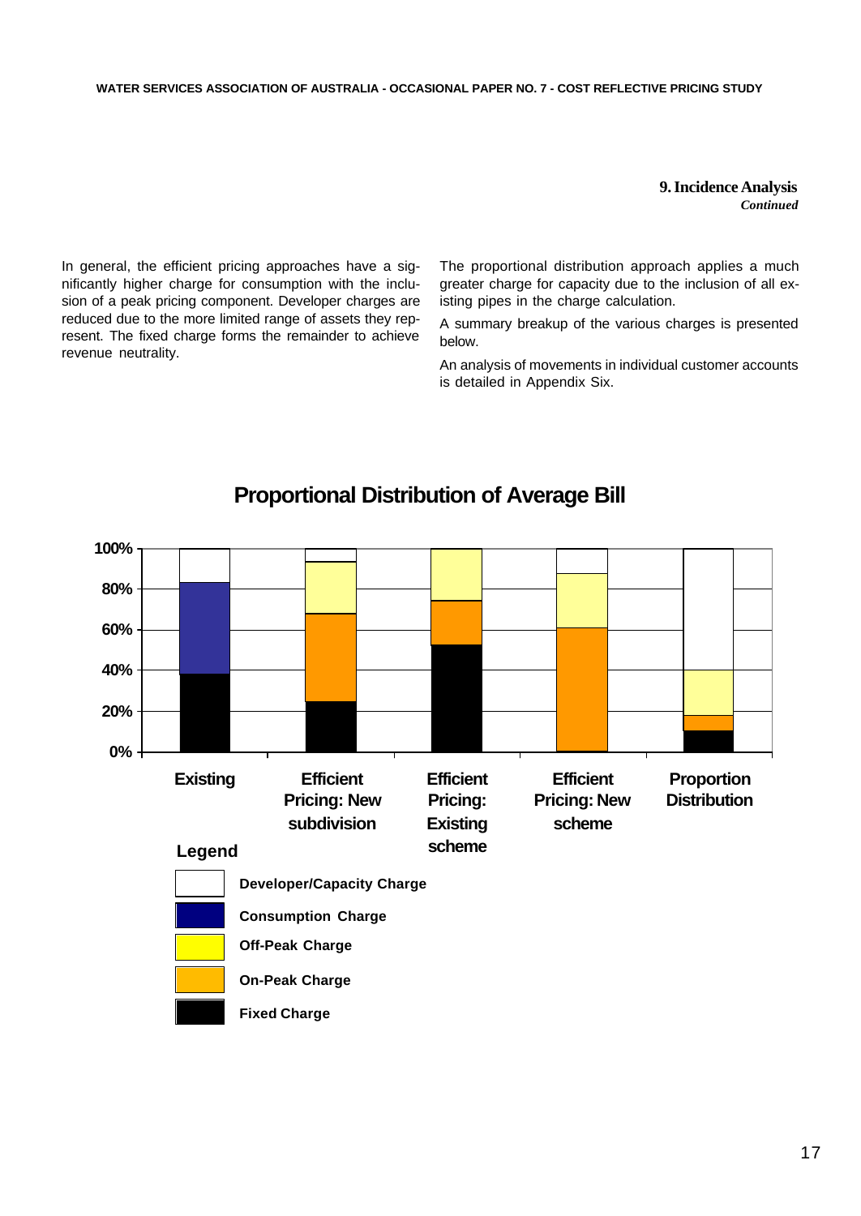## 9. Incidence Analysis

*Continued*

In general, the efficient pricing approaches have a significantly higher charge for consumption with the inclusion of a peak pricing component. Developer charges are reduced due to the more limited range of assets they represent. The fixed charge forms the remainder to achieve revenue neutrality.

The proportional distribution approach applies a much greater charge for capacity due to the inclusion of all existing pipes in the charge calculation.

A summary breakup of the various charges is presented below.

An analysis of movements in individual customer accounts is detailed in Appendix Six.

**Proportional Distribution of Average Bill**

100%
80%
60%
40%
20%
0%

Existing | Efficient Pricing: New subdivision | Efficient Pricing: Existing scheme | Efficient Pricing: New scheme | Proportion Distribution

**Legend**

- Developer/Capacity Charge
- Consumption Charge
- Off-Peak Charge
- On-Peak Charge
- Fixed Charge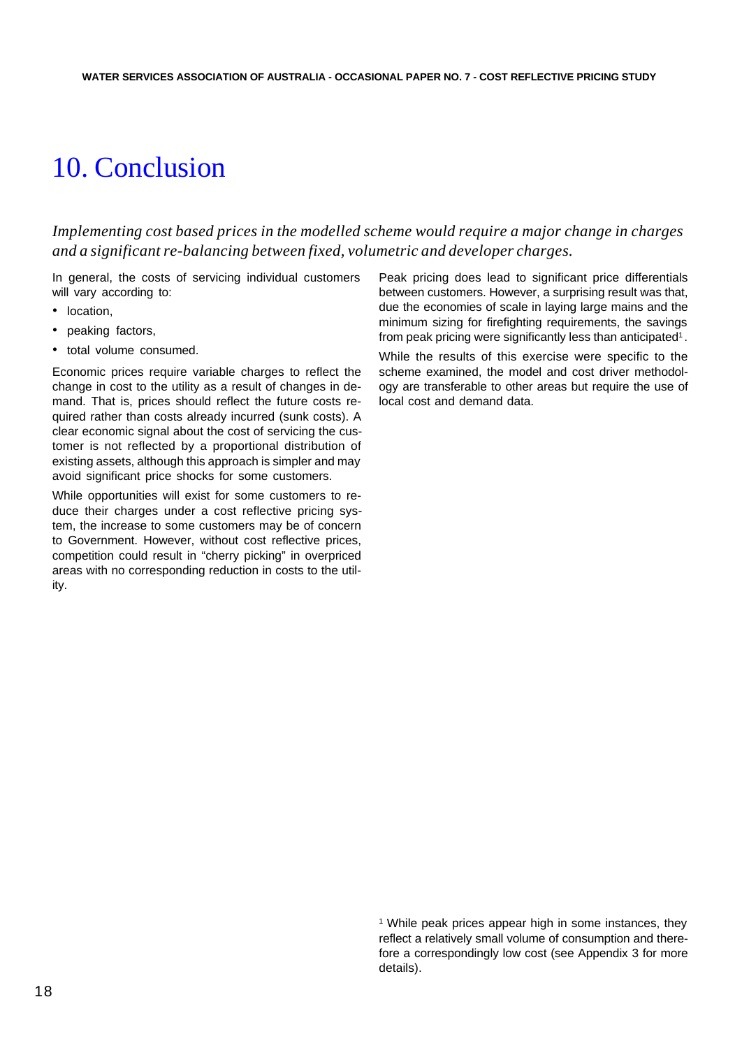# 10. Conclusion

*Implementing cost based prices in the modelled scheme would require a major change in charges and a significant re-balancing between fixed, volumetric and developer charges.*

In general, the costs of servicing individual customers will vary according to:

- location,
- peaking factors,
- total volume consumed.

Economic prices require variable charges to reflect the change in cost to the utility as a result of changes in demand. That is, prices should reflect the future costs required rather than costs already incurred (sunk costs). A clear economic signal about the cost of servicing the customer is not reflected by a proportional distribution of existing assets, although this approach is simpler and may avoid significant price shocks for some customers.

While opportunities will exist for some customers to reduce their charges under a cost reflective pricing system, the increase to some customers may be of concern to Government. However, without cost reflective prices, competition could result in "cherry picking" in overpriced areas with no corresponding reduction in costs to the utility.

Peak pricing does lead to significant price differentials between customers. However, a surprising result was that, due the economies of scale in laying large mains and the minimum sizing for firefighting requirements, the savings from peak pricing were significantly less than anticipated[1].

While the results of this exercise were specific to the scheme examined, the model and cost driver methodology are transferable to other areas but require the use of local cost and demand data.

[1] While peak prices appear high in some instances, they reflect a relatively small volume of consumption and therefore a correspondingly low cost (see Appendix 3 for more details).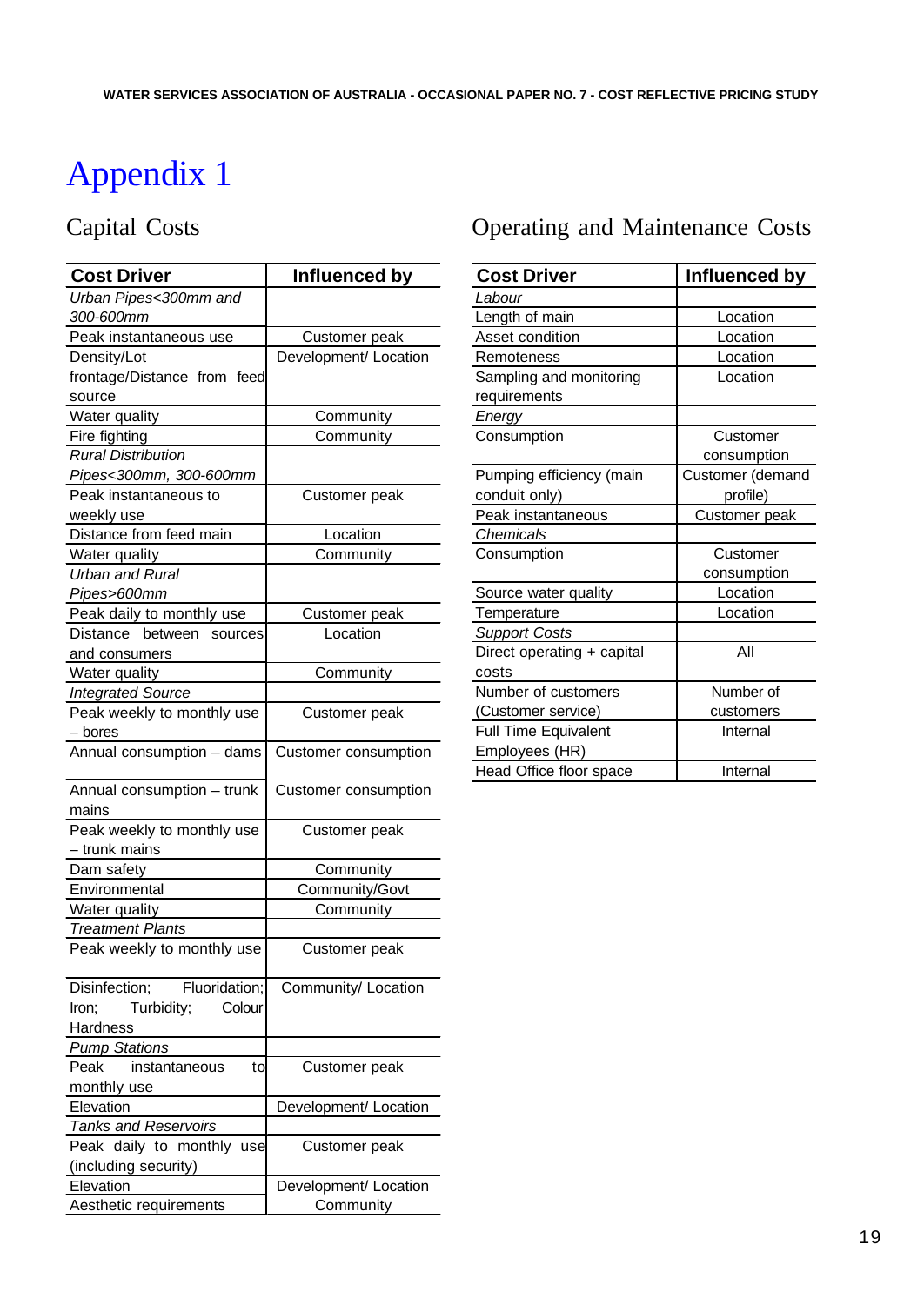# Appendix 1

## Capital Costs

| Cost Driver | Influenced by |
|---|---|
| *Urban Pipes<300mm and 300-600mm* | |
| Peak instantaneous use | Customer peak |
| Density/Lot frontage/Distance from feed source | Development/ Location |
| Water quality | Community |
| Fire fighting | Community |
| *Rural Distribution Pipes<300mm, 300-600mm* | |
| Peak instantaneous to weekly use | Customer peak |
| Distance from feed main | Location |
| Water quality | Community |
| *Urban and Rural Pipes>600mm* | |
| Peak daily to monthly use | Customer peak |
| Distance between sources and consumers | Location |
| Water quality | Community |
| *Integrated Source* | |
| Peak weekly to monthly use – bores | Customer peak |
| Annual consumption – dams | Customer consumption |
| Annual consumption – trunk mains | Customer consumption |
| Peak weekly to monthly use – trunk mains | Customer peak |
| Dam safety | Community |
| Environmental | Community/Govt |
| Water quality | Community |
| *Treatment Plants* | |
| Peak weekly to monthly use | Customer peak |
| Disinfection; Fluoridation; Iron; Turbidity; Colour Hardness | Community/ Location |
| *Pump Stations* | |
| Peak instantaneous to monthly use | Customer peak |
| Elevation | Development/ Location |
| *Tanks and Reservoirs* | |
| Peak daily to monthly use (including security) | Customer peak |
| Elevation | Development/ Location |
| Aesthetic requirements | Community |

## Operating and Maintenance Costs

| Cost Driver | Influenced by |
|---|---|
| *Labour* | |
| Length of main | Location |
| Asset condition | Location |
| Remoteness | Location |
| Sampling and monitoring requirements | Location |
| *Energy* | |
| Consumption | Customer consumption |
| Pumping efficiency (main conduit only) | Customer (demand profile) |
| Peak instantaneous | Customer peak |
| *Chemicals* | |
| Consumption | Customer consumption |
| Source water quality | Location |
| Temperature | Location |
| *Support Costs* | |
| Direct operating + capital costs | All |
| Number of customers (Customer service) | Number of customers |
| Full Time Equivalent Employees (HR) | Internal |
| Head Office floor space | Internal |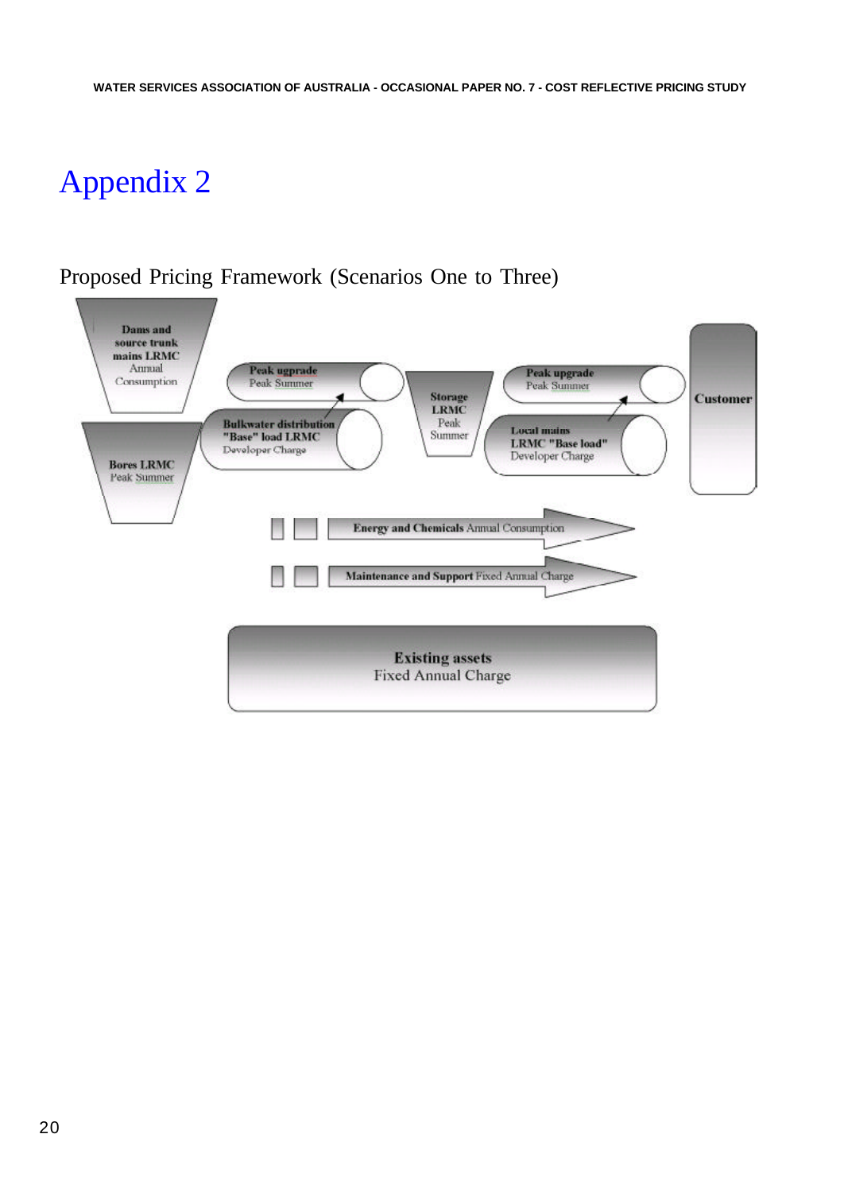# Appendix 2

Proposed Pricing Framework (Scenarios One to Three)

**Dams and source trunk mains LRMC** Annual Consumption

**Bores LRMC** Peak Summer

**Peak upgrade** Peak Summer

**Bulkwater distribution "Base" load LRMC** Developer Charge

**Storage LRMC** Peak Summer

**Peak upgrade** Peak Summer

**Local mains LRMC "Base load"** Developer Charge

**Customer**

**Energy and Chemicals** Annual Consumption

**Maintenance and Support** Fixed Annual Charge

**Existing assets**
Fixed Annual Charge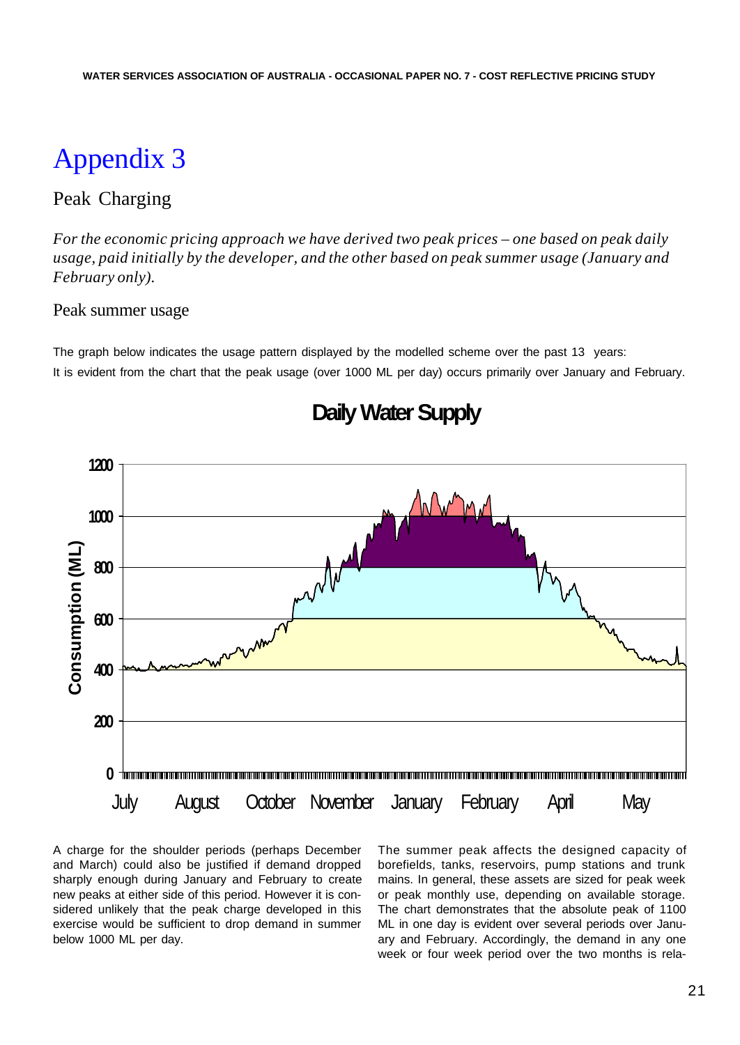# Appendix 3

## Peak Charging

*For the economic pricing approach we have derived two peak prices – one based on peak daily usage, paid initially by the developer, and the other based on peak summer usage (January and February only).*

### Peak summer usage

The graph below indicates the usage pattern displayed by the modelled scheme over the past 13 years:

It is evident from the chart that the peak usage (over 1000 ML per day) occurs primarily over January and February.

**Daily Water Supply**

Consumption (ML): 0, 200, 400, 600, 800, 1000, 1200

July, August, October, November, January, February, April, May

A charge for the shoulder periods (perhaps December and March) could also be justified if demand dropped sharply enough during January and February to create new peaks at either side of this period. However it is considered unlikely that the peak charge developed in this exercise would be sufficient to drop demand in summer below 1000 ML per day.

The summer peak affects the designed capacity of borefields, tanks, reservoirs, pump stations and trunk mains. In general, these assets are sized for peak week or peak monthly use, depending on available storage. The chart demonstrates that the absolute peak of 1100 ML in one day is evident over several periods over January and February. Accordingly, the demand in any one week or four week period over the two months is rela-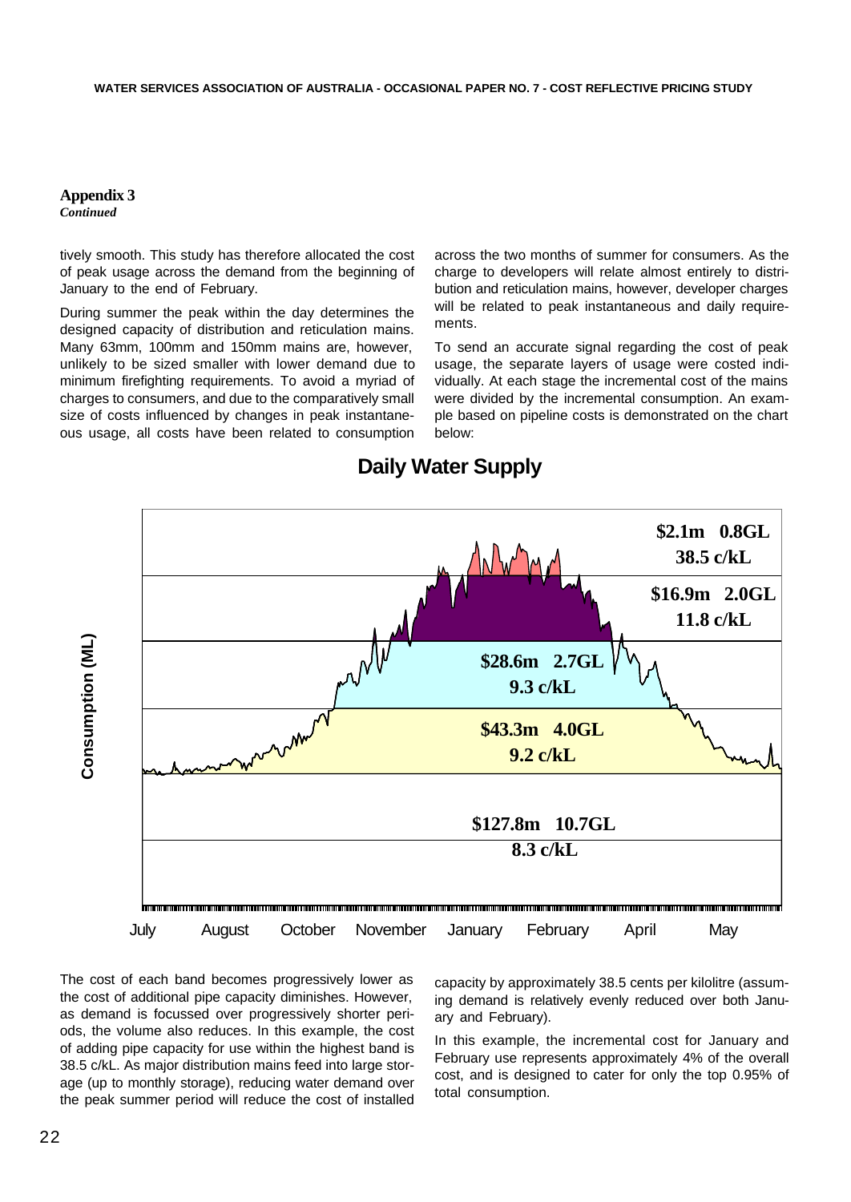**Appendix 3**
*Continued*

tively smooth. This study has therefore allocated the cost of peak usage across the demand from the beginning of January to the end of February.

During summer the peak within the day determines the designed capacity of distribution and reticulation mains. Many 63mm, 100mm and 150mm mains are, however, unlikely to be sized smaller with lower demand due to minimum firefighting requirements. To avoid a myriad of charges to consumers, and due to the comparatively small size of costs influenced by changes in peak instantaneous usage, all costs have been related to consumption across the two months of summer for consumers. As the charge to developers will relate almost entirely to distribution and reticulation mains, however, developer charges will be related to peak instantaneous and daily requirements.

To send an accurate signal regarding the cost of peak usage, the separate layers of usage were costed individually. At each stage the incremental cost of the mains were divided by the incremental consumption. An example based on pipeline costs is demonstrated on the chart below:

**Daily Water Supply**

| Band | Cost | Volume | Unit cost |
|---|---|---|---|
| Top band | \$2.1m | 0.8GL | 38.5 c/kL |
| Band 2 | \$16.9m | 2.0GL | 11.8 c/kL |
| Band 3 | \$28.6m | 2.7GL | 9.3 c/kL |
| Band 4 | \$43.3m | 4.0GL | 9.2 c/kL |
| Base | \$127.8m | 10.7GL | 8.3 c/kL |

Consumption (ML) — July, August, October, November, January, February, April, May

The cost of each band becomes progressively lower as the cost of additional pipe capacity diminishes. However, as demand is focussed over progressively shorter periods, the volume also reduces. In this example, the cost of adding pipe capacity for use within the highest band is 38.5 c/kL. As major distribution mains feed into large storage (up to monthly storage), reducing water demand over the peak summer period will reduce the cost of installed capacity by approximately 38.5 cents per kilolitre (assuming demand is relatively evenly reduced over both January and February).

In this example, the incremental cost for January and February use represents approximately 4% of the overall cost, and is designed to cater for only the top 0.95% of total consumption.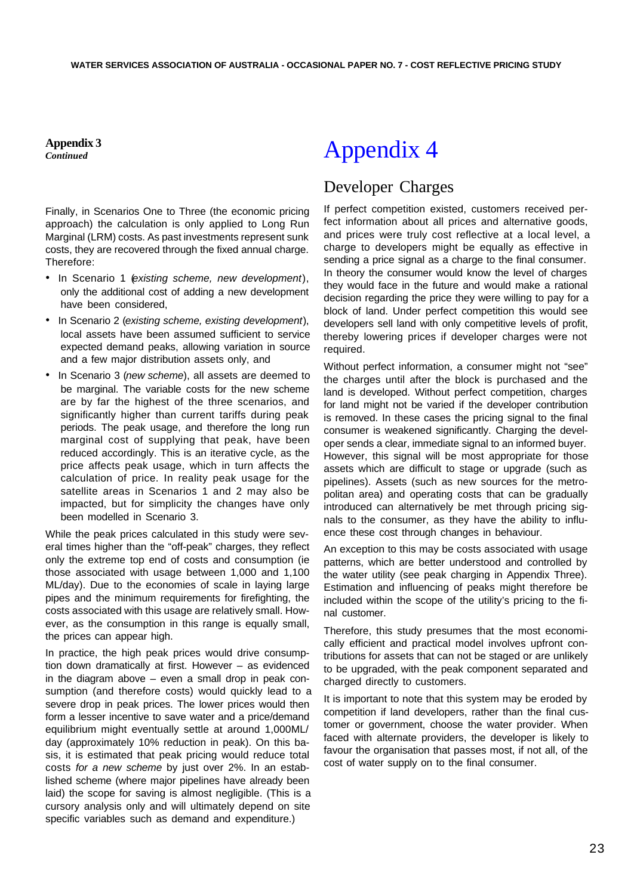**Appendix 3**
***Continued***

Finally, in Scenarios One to Three (the economic pricing approach) the calculation is only applied to Long Run Marginal (LRM) costs. As past investments represent sunk costs, they are recovered through the fixed annual charge. Therefore:

- In Scenario 1 (*existing scheme, new development*), only the additional cost of adding a new development have been considered,
- In Scenario 2 (*existing scheme, existing development*), local assets have been assumed sufficient to service expected demand peaks, allowing variation in source and a few major distribution assets only, and
- In Scenario 3 (*new scheme*), all assets are deemed to be marginal. The variable costs for the new scheme are by far the highest of the three scenarios, and significantly higher than current tariffs during peak periods. The peak usage, and therefore the long run marginal cost of supplying that peak, have been reduced accordingly. This is an iterative cycle, as the price affects peak usage, which in turn affects the calculation of price. In reality peak usage for the satellite areas in Scenarios 1 and 2 may also be impacted, but for simplicity the changes have only been modelled in Scenario 3.

While the peak prices calculated in this study were several times higher than the "off-peak" charges, they reflect only the extreme top end of costs and consumption (ie those associated with usage between 1,000 and 1,100 ML/day). Due to the economies of scale in laying large pipes and the minimum requirements for firefighting, the costs associated with this usage are relatively small. However, as the consumption in this range is equally small, the prices can appear high.

In practice, the high peak prices would drive consumption down dramatically at first. However – as evidenced in the diagram above – even a small drop in peak consumption (and therefore costs) would quickly lead to a severe drop in peak prices. The lower prices would then form a lesser incentive to save water and a price/demand equilibrium might eventually settle at around 1,000ML/day (approximately 10% reduction in peak). On this basis, it is estimated that peak pricing would reduce total costs *for a new scheme* by just over 2%. In an established scheme (where major pipelines have already been laid) the scope for saving is almost negligible. (This is a cursory analysis only and will ultimately depend on site specific variables such as demand and expenditure.)

# Appendix 4

## Developer Charges

If perfect competition existed, customers received perfect information about all prices and alternative goods, and prices were truly cost reflective at a local level, a charge to developers might be equally as effective in sending a price signal as a charge to the final consumer. In theory the consumer would know the level of charges they would face in the future and would make a rational decision regarding the price they were willing to pay for a block of land. Under perfect competition this would see developers sell land with only competitive levels of profit, thereby lowering prices if developer charges were not required.

Without perfect information, a consumer might not "see" the charges until after the block is purchased and the land is developed. Without perfect competition, charges for land might not be varied if the developer contribution is removed. In these cases the pricing signal to the final consumer is weakened significantly. Charging the developer sends a clear, immediate signal to an informed buyer. However, this signal will be most appropriate for those assets which are difficult to stage or upgrade (such as pipelines). Assets (such as new sources for the metropolitan area) and operating costs that can be gradually introduced can alternatively be met through pricing signals to the consumer, as they have the ability to influence these cost through changes in behaviour.

An exception to this may be costs associated with usage patterns, which are better understood and controlled by the water utility (see peak charging in Appendix Three). Estimation and influencing of peaks might therefore be included within the scope of the utility's pricing to the final customer.

Therefore, this study presumes that the most economically efficient and practical model involves upfront contributions for assets that can not be staged or are unlikely to be upgraded, with the peak component separated and charged directly to customers.

It is important to note that this system may be eroded by competition if land developers, rather than the final customer or government, choose the water provider. When faced with alternate providers, the developer is likely to favour the organisation that passes most, if not all, of the cost of water supply on to the final consumer.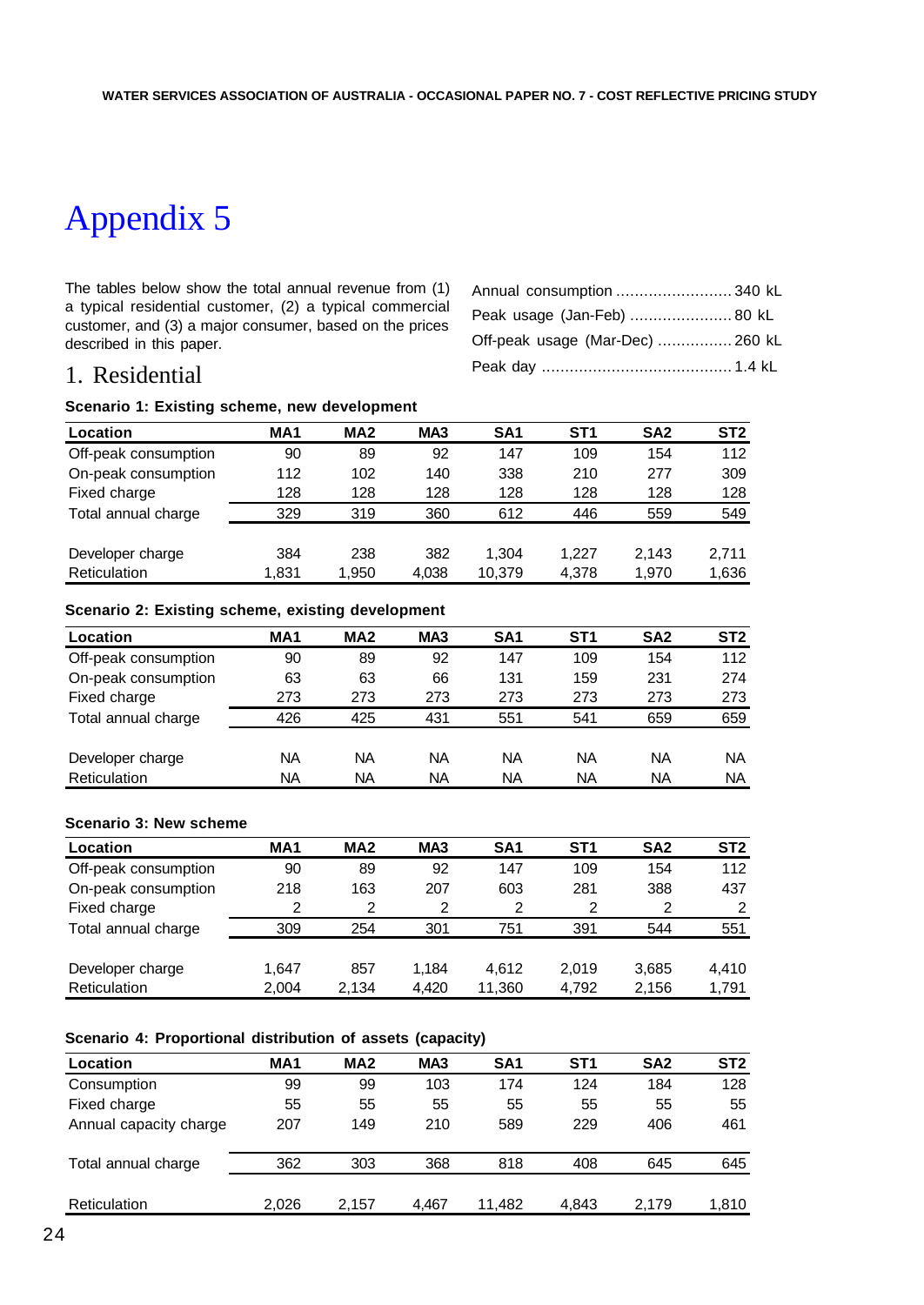# Appendix 5

The tables below show the total annual revenue from (1) a typical residential customer, (2) a typical commercial customer, and (3) a major consumer, based on the prices described in this paper.

Annual consumption ......................... 340 kL
Peak usage (Jan-Feb) ...................... 80 kL
Off-peak usage (Mar-Dec) ................ 260 kL
Peak day ......................................... 1.4 kL

## 1. Residential

**Scenario 1: Existing scheme, new development**

| Location | MA1 | MA2 | MA3 | SA1 | ST1 | SA2 | ST2 |
|---|---|---|---|---|---|---|---|
| Off-peak consumption | 90 | 89 | 92 | 147 | 109 | 154 | 112 |
| On-peak consumption | 112 | 102 | 140 | 338 | 210 | 277 | 309 |
| Fixed charge | 128 | 128 | 128 | 128 | 128 | 128 | 128 |
| Total annual charge | 329 | 319 | 360 | 612 | 446 | 559 | 549 |
| Developer charge | 384 | 238 | 382 | 1,304 | 1,227 | 2,143 | 2,711 |
| Reticulation | 1,831 | 1,950 | 4,038 | 10,379 | 4,378 | 1,970 | 1,636 |

**Scenario 2: Existing scheme, existing development**

| Location | MA1 | MA2 | MA3 | SA1 | ST1 | SA2 | ST2 |
|---|---|---|---|---|---|---|---|
| Off-peak consumption | 90 | 89 | 92 | 147 | 109 | 154 | 112 |
| On-peak consumption | 63 | 63 | 66 | 131 | 159 | 231 | 274 |
| Fixed charge | 273 | 273 | 273 | 273 | 273 | 273 | 273 |
| Total annual charge | 426 | 425 | 431 | 551 | 541 | 659 | 659 |
| Developer charge | NA | NA | NA | NA | NA | NA | NA |
| Reticulation | NA | NA | NA | NA | NA | NA | NA |

**Scenario 3: New scheme**

| Location | MA1 | MA2 | MA3 | SA1 | ST1 | SA2 | ST2 |
|---|---|---|---|---|---|---|---|
| Off-peak consumption | 90 | 89 | 92 | 147 | 109 | 154 | 112 |
| On-peak consumption | 218 | 163 | 207 | 603 | 281 | 388 | 437 |
| Fixed charge | 2 | 2 | 2 | 2 | 2 | 2 | 2 |
| Total annual charge | 309 | 254 | 301 | 751 | 391 | 544 | 551 |
| Developer charge | 1,647 | 857 | 1,184 | 4,612 | 2,019 | 3,685 | 4,410 |
| Reticulation | 2,004 | 2,134 | 4,420 | 11,360 | 4,792 | 2,156 | 1,791 |

**Scenario 4: Proportional distribution of assets (capacity)**

| Location | MA1 | MA2 | MA3 | SA1 | ST1 | SA2 | ST2 |
|---|---|---|---|---|---|---|---|
| Consumption | 99 | 99 | 103 | 174 | 124 | 184 | 128 |
| Fixed charge | 55 | 55 | 55 | 55 | 55 | 55 | 55 |
| Annual capacity charge | 207 | 149 | 210 | 589 | 229 | 406 | 461 |
| Total annual charge | 362 | 303 | 368 | 818 | 408 | 645 | 645 |
| Reticulation | 2,026 | 2,157 | 4,467 | 11,482 | 4,843 | 2,179 | 1,810 |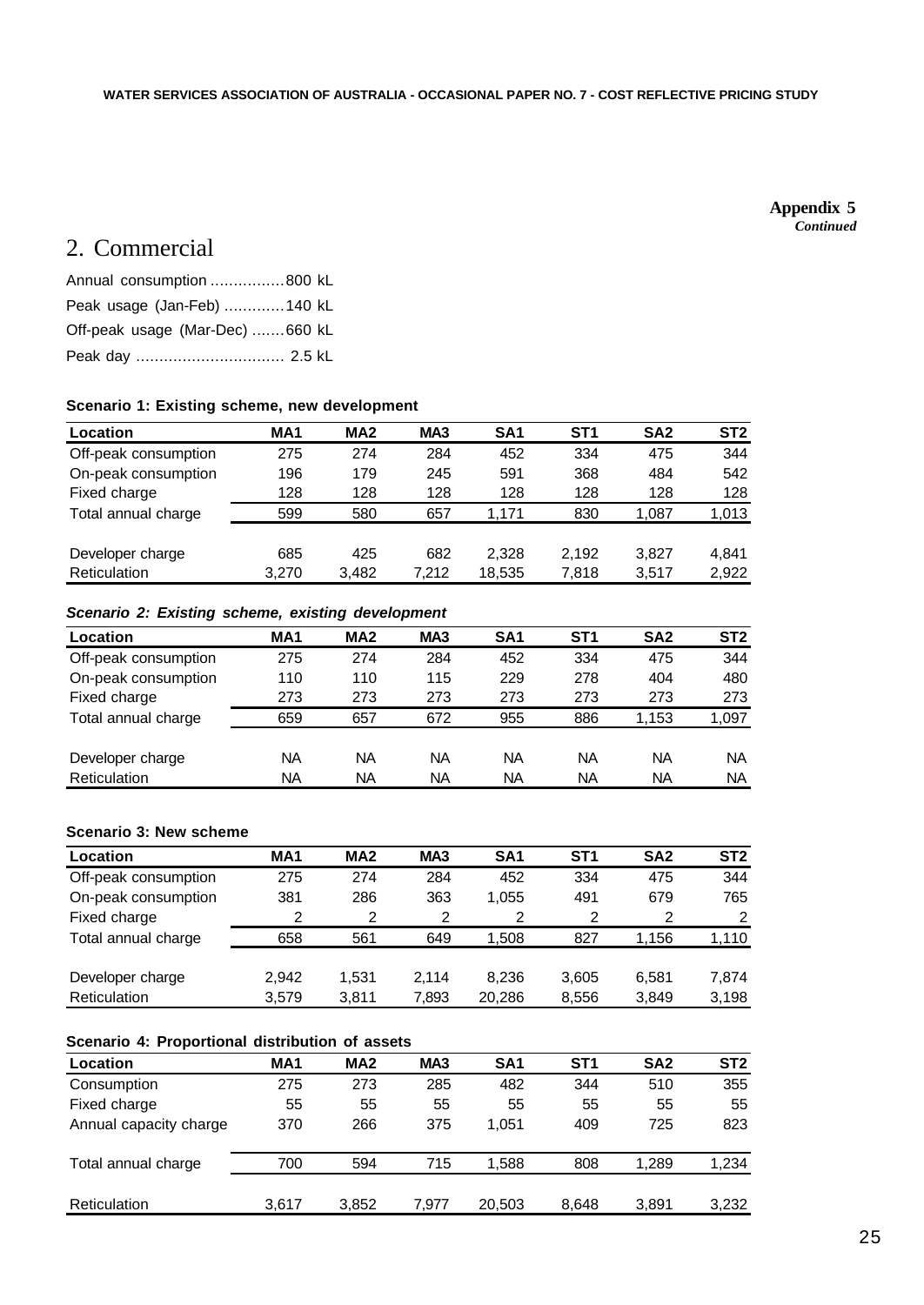**Appendix 5**
***Continued***

## 2. Commercial

Annual consumption ................800 kL

Peak usage (Jan-Feb) .............140 kL

Off-peak usage (Mar-Dec) .......660 kL

Peak day ................................ 2.5 kL

**Scenario 1: Existing scheme, new development**

| Location | MA1 | MA2 | MA3 | SA1 | ST1 | SA2 | ST2 |
|---|---|---|---|---|---|---|---|
| Off-peak consumption | 275 | 274 | 284 | 452 | 334 | 475 | 344 |
| On-peak consumption | 196 | 179 | 245 | 591 | 368 | 484 | 542 |
| Fixed charge | 128 | 128 | 128 | 128 | 128 | 128 | 128 |
| Total annual charge | 599 | 580 | 657 | 1,171 | 830 | 1,087 | 1,013 |
| Developer charge | 685 | 425 | 682 | 2,328 | 2,192 | 3,827 | 4,841 |
| Reticulation | 3,270 | 3,482 | 7,212 | 18,535 | 7,818 | 3,517 | 2,922 |

***Scenario 2: Existing scheme, existing development***

| Location | MA1 | MA2 | MA3 | SA1 | ST1 | SA2 | ST2 |
|---|---|---|---|---|---|---|---|
| Off-peak consumption | 275 | 274 | 284 | 452 | 334 | 475 | 344 |
| On-peak consumption | 110 | 110 | 115 | 229 | 278 | 404 | 480 |
| Fixed charge | 273 | 273 | 273 | 273 | 273 | 273 | 273 |
| Total annual charge | 659 | 657 | 672 | 955 | 886 | 1,153 | 1,097 |
| Developer charge | NA | NA | NA | NA | NA | NA | NA |
| Reticulation | NA | NA | NA | NA | NA | NA | NA |

**Scenario 3: New scheme**

| Location | MA1 | MA2 | MA3 | SA1 | ST1 | SA2 | ST2 |
|---|---|---|---|---|---|---|---|
| Off-peak consumption | 275 | 274 | 284 | 452 | 334 | 475 | 344 |
| On-peak consumption | 381 | 286 | 363 | 1,055 | 491 | 679 | 765 |
| Fixed charge | 2 | 2 | 2 | 2 | 2 | 2 | 2 |
| Total annual charge | 658 | 561 | 649 | 1,508 | 827 | 1,156 | 1,110 |
| Developer charge | 2,942 | 1,531 | 2,114 | 8,236 | 3,605 | 6,581 | 7,874 |
| Reticulation | 3,579 | 3,811 | 7,893 | 20,286 | 8,556 | 3,849 | 3,198 |

**Scenario 4: Proportional distribution of assets**

| Location | MA1 | MA2 | MA3 | SA1 | ST1 | SA2 | ST2 |
|---|---|---|---|---|---|---|---|
| Consumption | 275 | 273 | 285 | 482 | 344 | 510 | 355 |
| Fixed charge | 55 | 55 | 55 | 55 | 55 | 55 | 55 |
| Annual capacity charge | 370 | 266 | 375 | 1,051 | 409 | 725 | 823 |
| Total annual charge | 700 | 594 | 715 | 1,588 | 808 | 1,289 | 1,234 |
| Reticulation | 3,617 | 3,852 | 7,977 | 20,503 | 8,648 | 3,891 | 3,232 |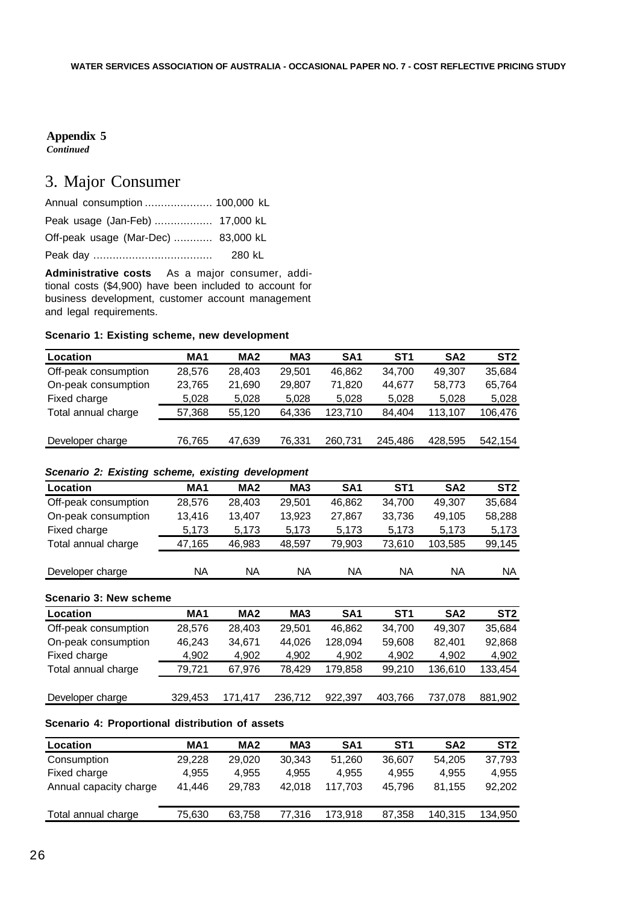**Appendix 5**
***Continued***

## 3. Major Consumer

Annual consumption ..................... 100,000 kL

Peak usage (Jan-Feb) .................. 17,000 kL

Off-peak usage (Mar-Dec) ............ 83,000 kL

Peak day ..................................... 280 kL

**Administrative costs** As a major consumer, additional costs ($4,900) have been included to account for business development, customer account management and legal requirements.

**Scenario 1: Existing scheme, new development**

| Location | MA1 | MA2 | MA3 | SA1 | ST1 | SA2 | ST2 |
|---|---|---|---|---|---|---|---|
| Off-peak consumption | 28,576 | 28,403 | 29,501 | 46,862 | 34,700 | 49,307 | 35,684 |
| On-peak consumption | 23,765 | 21,690 | 29,807 | 71,820 | 44,677 | 58,773 | 65,764 |
| Fixed charge | 5,028 | 5,028 | 5,028 | 5,028 | 5,028 | 5,028 | 5,028 |
| Total annual charge | 57,368 | 55,120 | 64,336 | 123,710 | 84,404 | 113,107 | 106,476 |
| Developer charge | 76,765 | 47,639 | 76,331 | 260,731 | 245,486 | 428,595 | 542,154 |

***Scenario 2: Existing scheme, existing development***

| Location | MA1 | MA2 | MA3 | SA1 | ST1 | SA2 | ST2 |
|---|---|---|---|---|---|---|---|
| Off-peak consumption | 28,576 | 28,403 | 29,501 | 46,862 | 34,700 | 49,307 | 35,684 |
| On-peak consumption | 13,416 | 13,407 | 13,923 | 27,867 | 33,736 | 49,105 | 58,288 |
| Fixed charge | 5,173 | 5,173 | 5,173 | 5,173 | 5,173 | 5,173 | 5,173 |
| Total annual charge | 47,165 | 46,983 | 48,597 | 79,903 | 73,610 | 103,585 | 99,145 |
| Developer charge | NA | NA | NA | NA | NA | NA | NA |

**Scenario 3: New scheme**

| Location | MA1 | MA2 | MA3 | SA1 | ST1 | SA2 | ST2 |
|---|---|---|---|---|---|---|---|
| Off-peak consumption | 28,576 | 28,403 | 29,501 | 46,862 | 34,700 | 49,307 | 35,684 |
| On-peak consumption | 46,243 | 34,671 | 44,026 | 128,094 | 59,608 | 82,401 | 92,868 |
| Fixed charge | 4,902 | 4,902 | 4,902 | 4,902 | 4,902 | 4,902 | 4,902 |
| Total annual charge | 79,721 | 67,976 | 78,429 | 179,858 | 99,210 | 136,610 | 133,454 |
| Developer charge | 329,453 | 171,417 | 236,712 | 922,397 | 403,766 | 737,078 | 881,902 |

**Scenario 4: Proportional distribution of assets**

| Location | MA1 | MA2 | MA3 | SA1 | ST1 | SA2 | ST2 |
|---|---|---|---|---|---|---|---|
| Consumption | 29,228 | 29,020 | 30,343 | 51,260 | 36,607 | 54,205 | 37,793 |
| Fixed charge | 4,955 | 4,955 | 4,955 | 4,955 | 4,955 | 4,955 | 4,955 |
| Annual capacity charge | 41,446 | 29,783 | 42,018 | 117,703 | 45,796 | 81,155 | 92,202 |
| Total annual charge | 75,630 | 63,758 | 77,316 | 173,918 | 87,358 | 140,315 | 134,950 |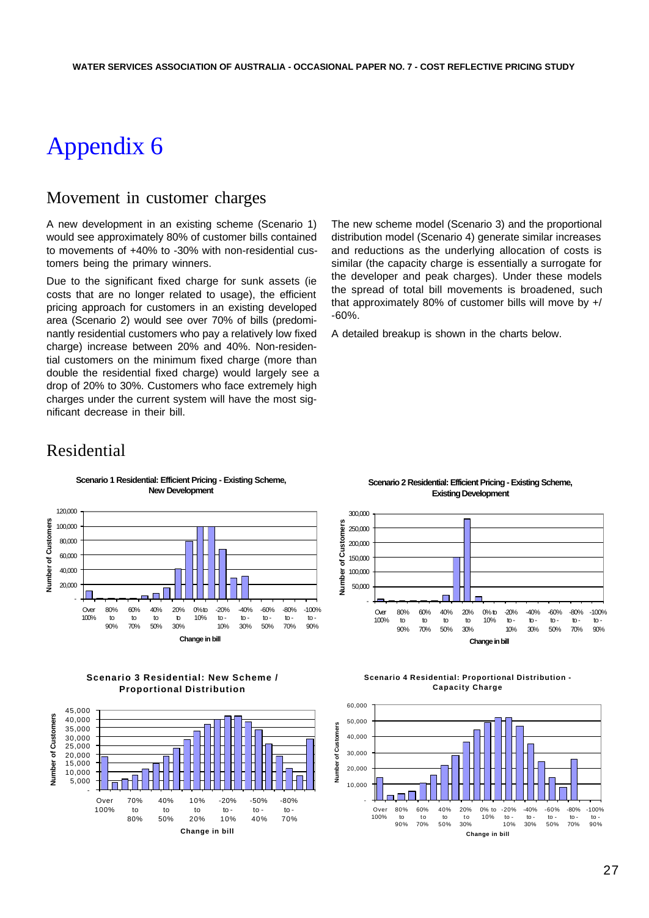# Appendix 6

## Movement in customer charges

A new development in an existing scheme (Scenario 1) would see approximately 80% of customer bills contained to movements of +40% to -30% with non-residential customers being the primary winners.

Due to the significant fixed charge for sunk assets (ie costs that are no longer related to usage), the efficient pricing approach for customers in an existing developed area (Scenario 2) would see over 70% of bills (predominantly residential customers who pay a relatively low fixed charge) increase between 20% and 40%. Non-residential customers on the minimum fixed charge (more than double the residential fixed charge) would largely see a drop of 20% to 30%. Customers who face extremely high charges under the current system will have the most significant decrease in their bill.

The new scheme model (Scenario 3) and the proportional distribution model (Scenario 4) generate similar increases and reductions as the underlying allocation of costs is similar (the capacity charge is essentially a surrogate for the developer and peak charges). Under these models the spread of total bill movements is broadened, such that approximately 80% of customer bills will move by +/ -60%.

A detailed breakup is shown in the charts below.

## Residential

**Scenario 1 Residential: Efficient Pricing - Existing Scheme, New Development**

**Scenario 2 Residential: Efficient Pricing - Existing Scheme, Existing Development**

**Scenario 3 Residential: New Scheme / Proportional Distribution**

**Scenario 4 Residential: Proportional Distribution - Capacity Charge**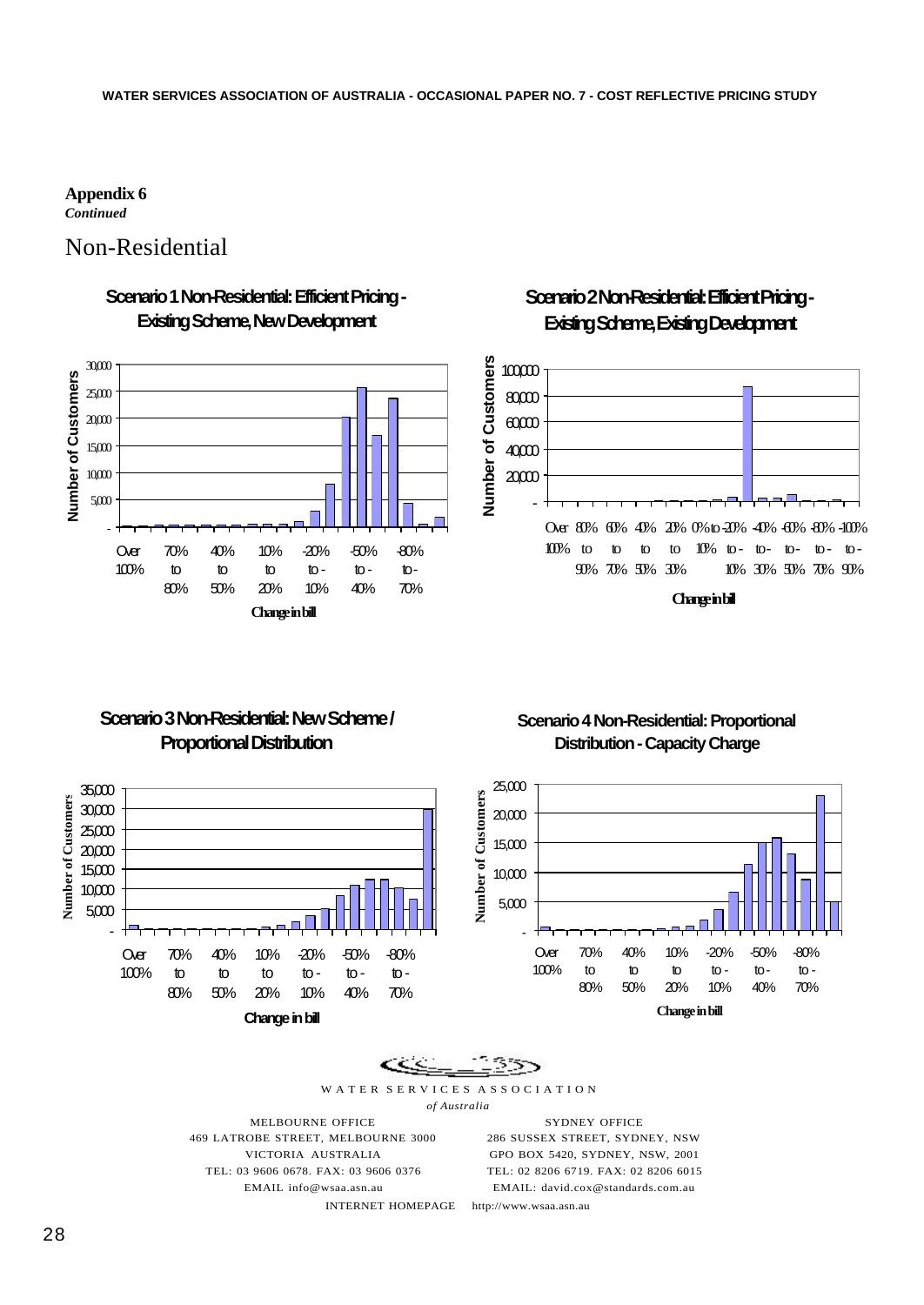## Appendix 6

*Continued*

# Non-Residential

**Scenario 1 Non-Residential: Efficient Pricing - Existing Scheme, New Development**

Number of Customers

30,000
25,000
20,000
15,000
10,000
5,000
-

Over 100%
70% to 80%
40% to 50%
10% to 20%
-20% to -10%
-50% to -40%
-80% to -70%

Change in bill

**Scenario 2 Non-Residential: Efficient Pricing - Existing Scheme, Existing Development**

Number of Customers

100,000
80,000
60,000
40,000
20,000
-

Over 100%
80% to 90%
60% to 70%
40% to 50%
20% to 30%
0% to 10%
0% to -20% to -10%
-40% to -30%
-60% to -50%
-80% to -70%
-100% to -90%

Change in bill

**Scenario 3 Non-Residential: New Scheme / Proportional Distribution**

Number of Customers

35,000
30,000
25,000
20,000
15,000
10,000
5,000
-

Over 100%
70% to 80%
40% to 50%
10% to 20%
-20% to -10%
-50% to -40%
-80% to -70%

Change in bill

**Scenario 4 Non-Residential: Proportional Distribution - Capacity Charge**

Number of Customers

25,000
20,000
15,000
10,000
5,000
-

Over 100%
70% to 80%
40% to 50%
10% to 20%
-20% to -10%
-50% to -40%
-80% to -70%

Change in bill

WATER SERVICES ASSOCIATION
*of Australia*

MELBOURNE OFFICE
469 LATROBE STREET, MELBOURNE 3000
VICTORIA AUSTRALIA
TEL: 03 9606 0678. FAX: 03 9606 0376
EMAIL info@wsaa.asn.au

SYDNEY OFFICE
286 SUSSEX STREET, SYDNEY, NSW
GPO BOX 5420, SYDNEY, NSW, 2001
TEL: 02 8206 6719. FAX: 02 8206 6015
EMAIL: david.cox@standards.com.au

INTERNET HOMEPAGE http://www.wsaa.asn.au